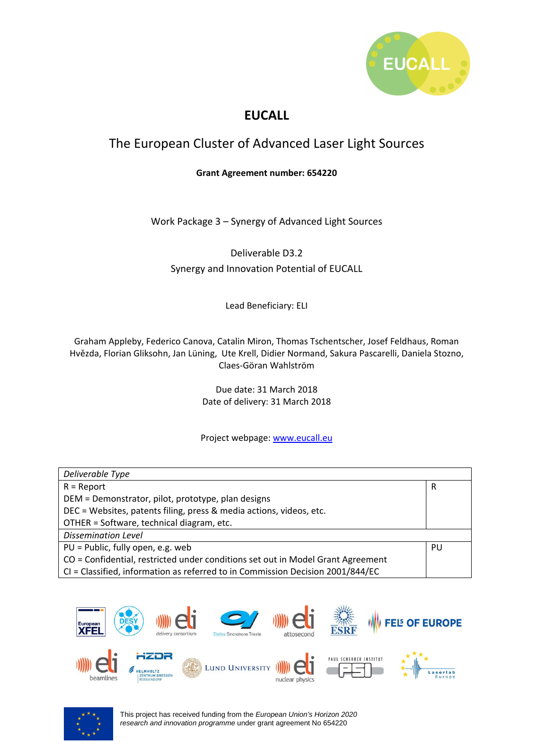# EUCALL

## The European Cluster of Advanced Laser Light Sources

**Grant Agreement number: 654220**

Work Package 3 – Synergy of Advanced Light Sources

Deliverable D3.2

Synergy and Innovation Potential of EUCALL

Lead Beneficiary: ELI

Graham Appleby, Federico Canova, Catalin Miron, Thomas Tschentscher, Josef Feldhaus, Roman Hvězda, Florian Gliksohn, Jan Lüning, Ute Krell, Didier Normand, Sakura Pascarelli, Daniela Stozno, Claes-Göran Wahlström

Due date: 31 March 2018
Date of delivery: 31 March 2018

Project webpage: [www.eucall.eu](www.eucall.eu)

| *Deliverable Type* | |
|---|---|
| R = Report<br>DEM = Demonstrator, pilot, prototype, plan designs<br>DEC = Websites, patents filing, press & media actions, videos, etc.<br>OTHER = Software, technical diagram, etc. | R |
| *Dissemination Level* | |
| PU = Public, fully open, e.g. web<br>CO = Confidential, restricted under conditions set out in Model Grant Agreement<br>CI = Classified, information as referred to in Commission Decision 2001/844/EC | PU |

This project has received funding from the *European Union's Horizon 2020 research and innovation programme* under grant agreement No 654220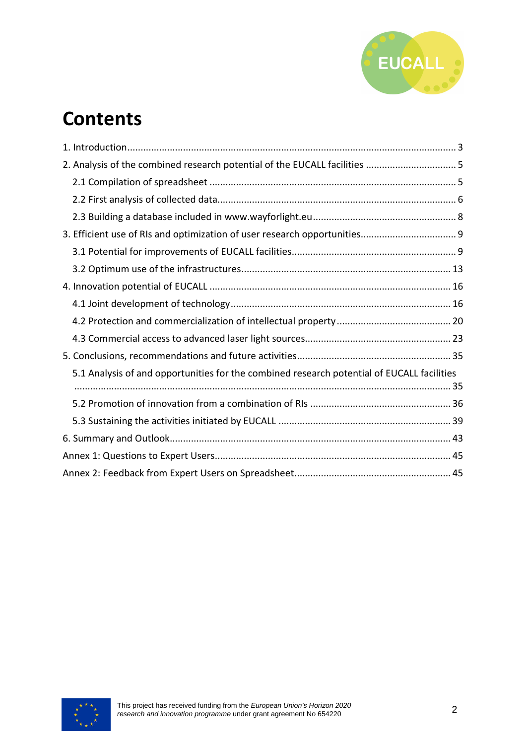# Contents

1. Introduction ... 3
2. Analysis of the combined research potential of the EUCALL facilities ... 5
   - 2.1 Compilation of spreadsheet ... 5
   - 2.2 First analysis of collected data ... 6
   - 2.3 Building a database included in www.wayforlight.eu ... 8
3. Efficient use of RIs and optimization of user research opportunities ... 9
   - 3.1 Potential for improvements of EUCALL facilities ... 9
   - 3.2 Optimum use of the infrastructures ... 13
4. Innovation potential of EUCALL ... 16
   - 4.1 Joint development of technology ... 16
   - 4.2 Protection and commercialization of intellectual property ... 20
   - 4.3 Commercial access to advanced laser light sources ... 23
5. Conclusions, recommendations and future activities ... 35
   - 5.1 Analysis of and opportunities for the combined research potential of EUCALL facilities ... 35
   - 5.2 Promotion of innovation from a combination of RIs ... 36
   - 5.3 Sustaining the activities initiated by EUCALL ... 39
6. Summary and Outlook ... 43

Annex 1: Questions to Expert Users ... 45

Annex 2: Feedback from Expert Users on Spreadsheet ... 45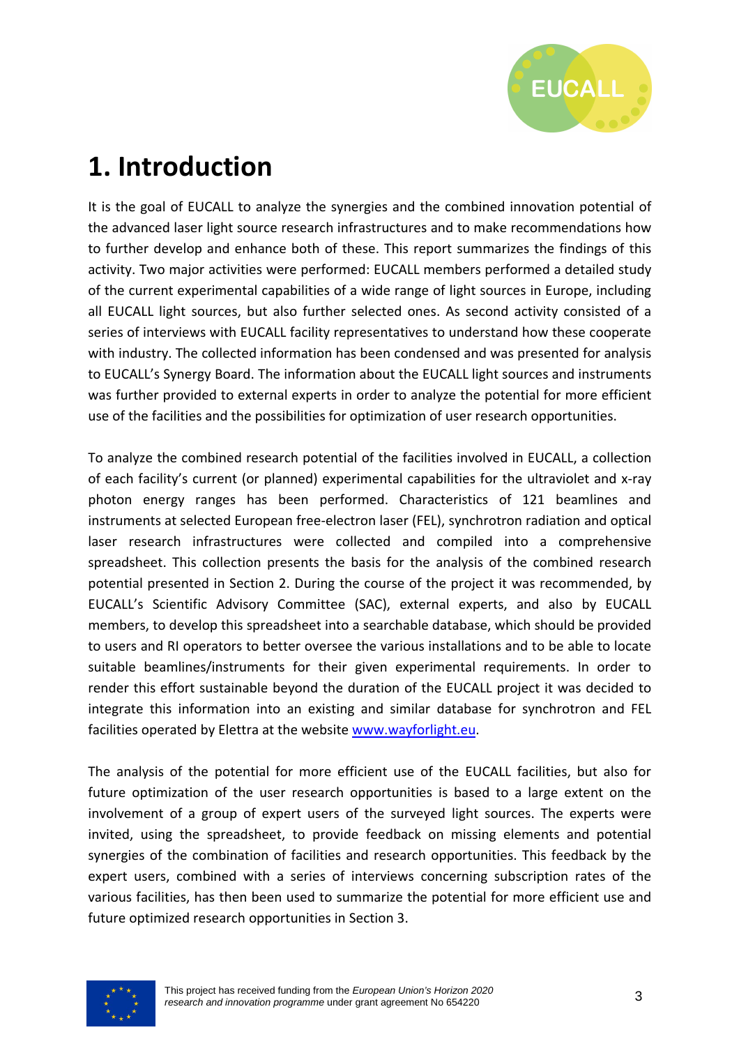# 1. Introduction

It is the goal of EUCALL to analyze the synergies and the combined innovation potential of the advanced laser light source research infrastructures and to make recommendations how to further develop and enhance both of these. This report summarizes the findings of this activity. Two major activities were performed: EUCALL members performed a detailed study of the current experimental capabilities of a wide range of light sources in Europe, including all EUCALL light sources, but also further selected ones. As second activity consisted of a series of interviews with EUCALL facility representatives to understand how these cooperate with industry. The collected information has been condensed and was presented for analysis to EUCALL's Synergy Board. The information about the EUCALL light sources and instruments was further provided to external experts in order to analyze the potential for more efficient use of the facilities and the possibilities for optimization of user research opportunities.

To analyze the combined research potential of the facilities involved in EUCALL, a collection of each facility's current (or planned) experimental capabilities for the ultraviolet and x-ray photon energy ranges has been performed. Characteristics of 121 beamlines and instruments at selected European free-electron laser (FEL), synchrotron radiation and optical laser research infrastructures were collected and compiled into a comprehensive spreadsheet. This collection presents the basis for the analysis of the combined research potential presented in Section 2. During the course of the project it was recommended, by EUCALL's Scientific Advisory Committee (SAC), external experts, and also by EUCALL members, to develop this spreadsheet into a searchable database, which should be provided to users and RI operators to better oversee the various installations and to be able to locate suitable beamlines/instruments for their given experimental requirements. In order to render this effort sustainable beyond the duration of the EUCALL project it was decided to integrate this information into an existing and similar database for synchrotron and FEL facilities operated by Elettra at the website [www.wayforlight.eu](www.wayforlight.eu).

The analysis of the potential for more efficient use of the EUCALL facilities, but also for future optimization of the user research opportunities is based to a large extent on the involvement of a group of expert users of the surveyed light sources. The experts were invited, using the spreadsheet, to provide feedback on missing elements and potential synergies of the combination of facilities and research opportunities. This feedback by the expert users, combined with a series of interviews concerning subscription rates of the various facilities, has then been used to summarize the potential for more efficient use and future optimized research opportunities in Section 3.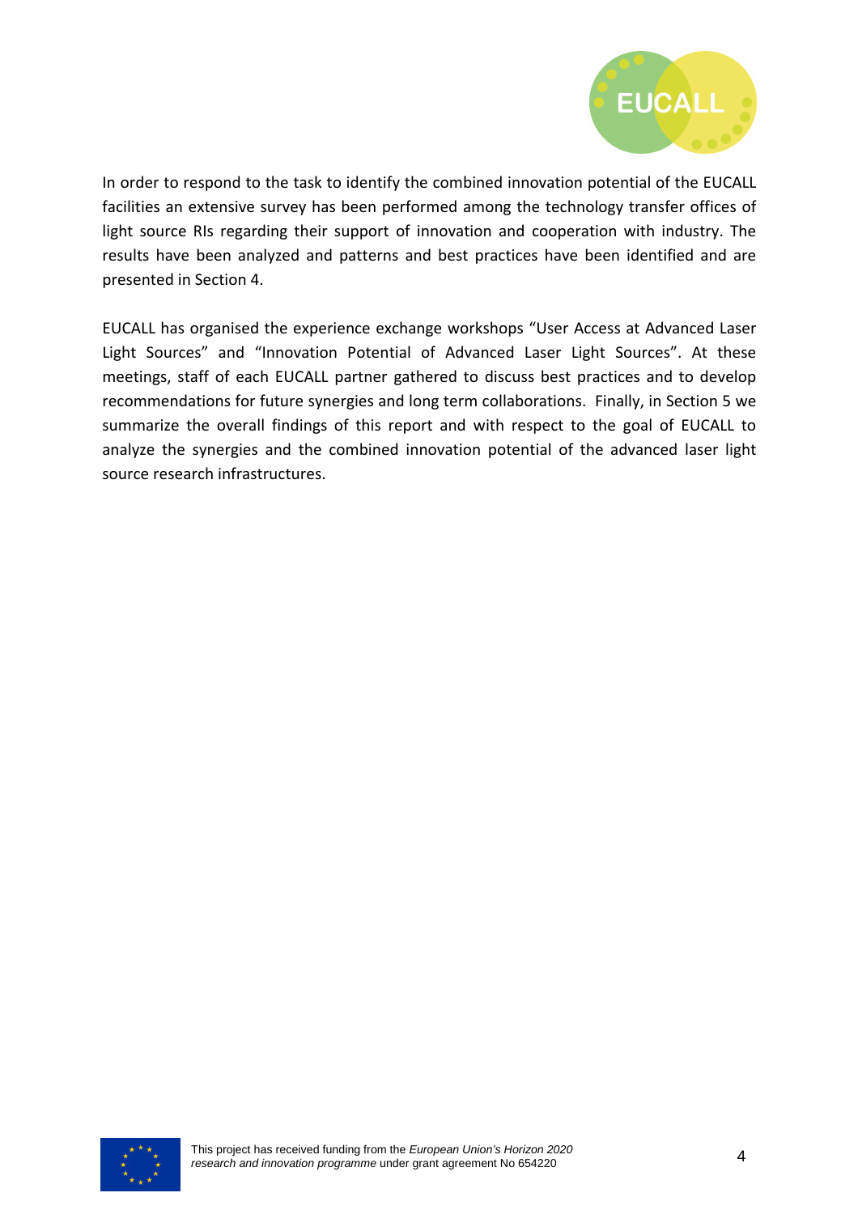In order to respond to the task to identify the combined innovation potential of the EUCALL facilities an extensive survey has been performed among the technology transfer offices of light source RIs regarding their support of innovation and cooperation with industry. The results have been analyzed and patterns and best practices have been identified and are presented in Section 4.

EUCALL has organised the experience exchange workshops “User Access at Advanced Laser Light Sources” and “Innovation Potential of Advanced Laser Light Sources”. At these meetings, staff of each EUCALL partner gathered to discuss best practices and to develop recommendations for future synergies and long term collaborations. Finally, in Section 5 we summarize the overall findings of this report and with respect to the goal of EUCALL to analyze the synergies and the combined innovation potential of the advanced laser light source research infrastructures.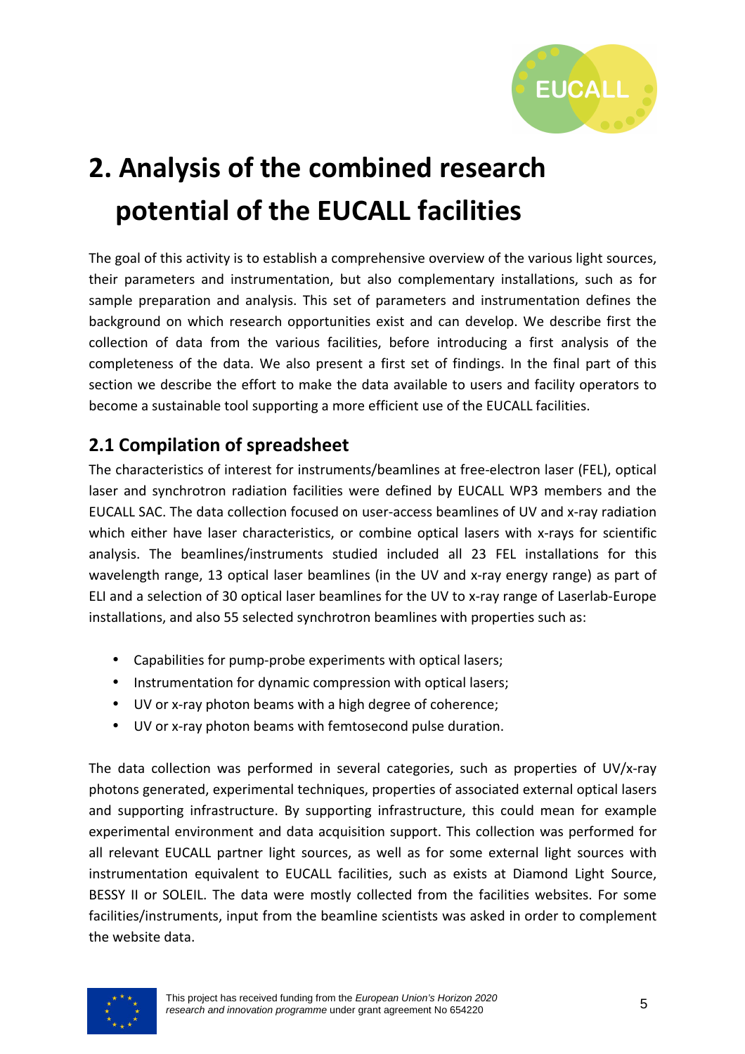# 2. Analysis of the combined research potential of the EUCALL facilities

The goal of this activity is to establish a comprehensive overview of the various light sources, their parameters and instrumentation, but also complementary installations, such as for sample preparation and analysis. This set of parameters and instrumentation defines the background on which research opportunities exist and can develop. We describe first the collection of data from the various facilities, before introducing a first analysis of the completeness of the data. We also present a first set of findings. In the final part of this section we describe the effort to make the data available to users and facility operators to become a sustainable tool supporting a more efficient use of the EUCALL facilities.

## 2.1 Compilation of spreadsheet

The characteristics of interest for instruments/beamlines at free-electron laser (FEL), optical laser and synchrotron radiation facilities were defined by EUCALL WP3 members and the EUCALL SAC. The data collection focused on user-access beamlines of UV and x-ray radiation which either have laser characteristics, or combine optical lasers with x-rays for scientific analysis. The beamlines/instruments studied included all 23 FEL installations for this wavelength range, 13 optical laser beamlines (in the UV and x-ray energy range) as part of ELI and a selection of 30 optical laser beamlines for the UV to x-ray range of Laserlab-Europe installations, and also 55 selected synchrotron beamlines with properties such as:

- Capabilities for pump-probe experiments with optical lasers;
- Instrumentation for dynamic compression with optical lasers;
- UV or x-ray photon beams with a high degree of coherence;
- UV or x-ray photon beams with femtosecond pulse duration.

The data collection was performed in several categories, such as properties of UV/x-ray photons generated, experimental techniques, properties of associated external optical lasers and supporting infrastructure. By supporting infrastructure, this could mean for example experimental environment and data acquisition support. This collection was performed for all relevant EUCALL partner light sources, as well as for some external light sources with instrumentation equivalent to EUCALL facilities, such as exists at Diamond Light Source, BESSY II or SOLEIL. The data were mostly collected from the facilities websites. For some facilities/instruments, input from the beamline scientists was asked in order to complement the website data.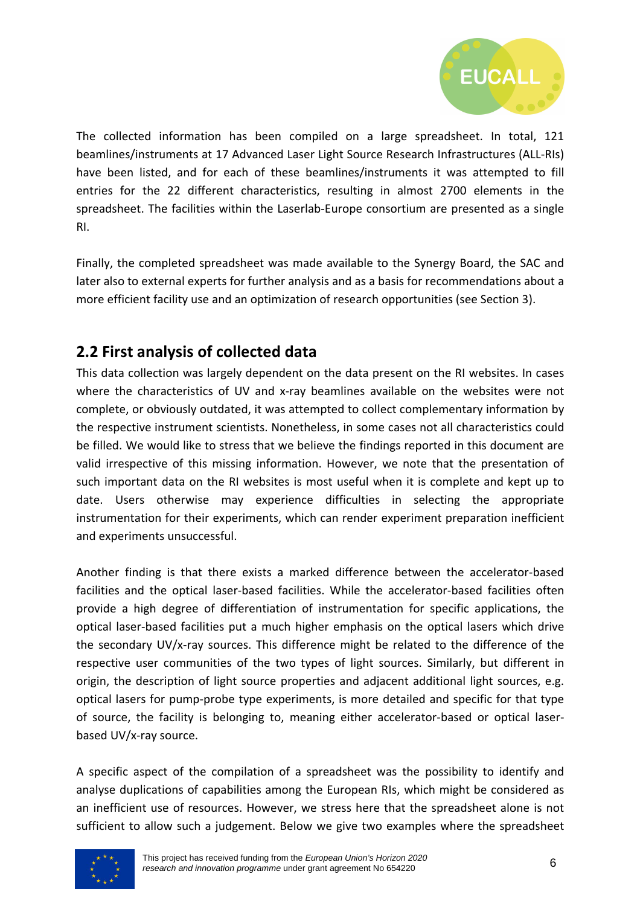The collected information has been compiled on a large spreadsheet. In total, 121 beamlines/instruments at 17 Advanced Laser Light Source Research Infrastructures (ALL-RIs) have been listed, and for each of these beamlines/instruments it was attempted to fill entries for the 22 different characteristics, resulting in almost 2700 elements in the spreadsheet. The facilities within the Laserlab-Europe consortium are presented as a single RI.

Finally, the completed spreadsheet was made available to the Synergy Board, the SAC and later also to external experts for further analysis and as a basis for recommendations about a more efficient facility use and an optimization of research opportunities (see Section 3).

## 2.2 First analysis of collected data

This data collection was largely dependent on the data present on the RI websites. In cases where the characteristics of UV and x-ray beamlines available on the websites were not complete, or obviously outdated, it was attempted to collect complementary information by the respective instrument scientists. Nonetheless, in some cases not all characteristics could be filled. We would like to stress that we believe the findings reported in this document are valid irrespective of this missing information. However, we note that the presentation of such important data on the RI websites is most useful when it is complete and kept up to date. Users otherwise may experience difficulties in selecting the appropriate instrumentation for their experiments, which can render experiment preparation inefficient and experiments unsuccessful.

Another finding is that there exists a marked difference between the accelerator-based facilities and the optical laser-based facilities. While the accelerator-based facilities often provide a high degree of differentiation of instrumentation for specific applications, the optical laser-based facilities put a much higher emphasis on the optical lasers which drive the secondary UV/x-ray sources. This difference might be related to the difference of the respective user communities of the two types of light sources. Similarly, but different in origin, the description of light source properties and adjacent additional light sources, e.g. optical lasers for pump-probe type experiments, is more detailed and specific for that type of source, the facility is belonging to, meaning either accelerator-based or optical laser-based UV/x-ray source.

A specific aspect of the compilation of a spreadsheet was the possibility to identify and analyse duplications of capabilities among the European RIs, which might be considered as an inefficient use of resources. However, we stress here that the spreadsheet alone is not sufficient to allow such a judgement. Below we give two examples where the spreadsheet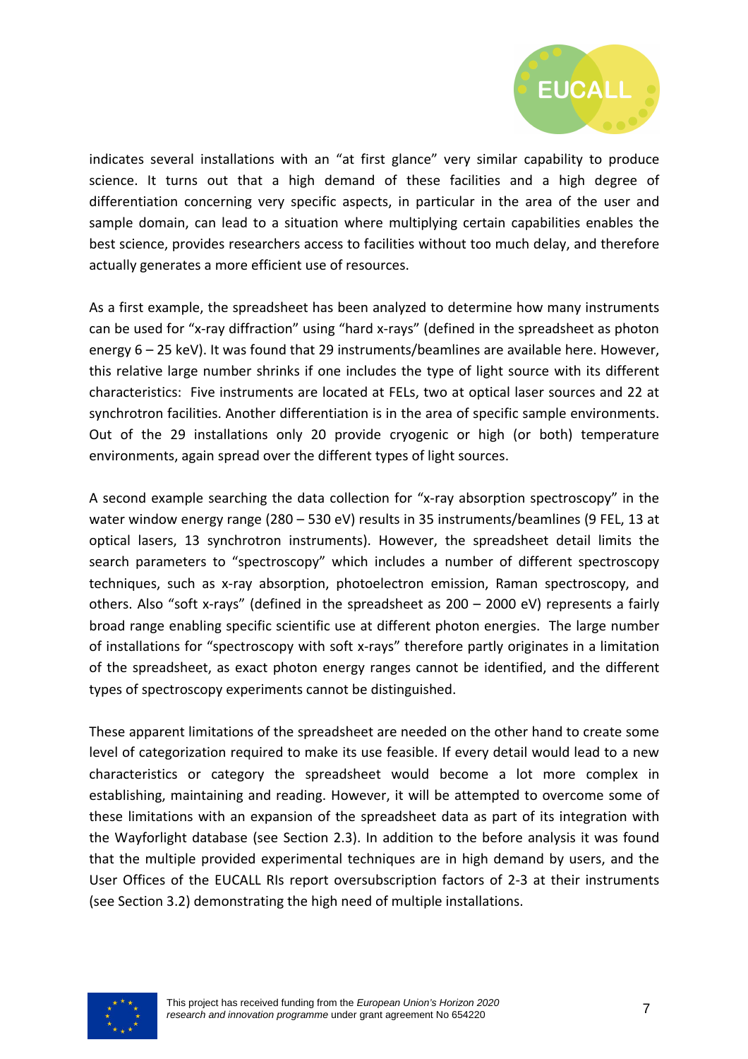indicates several installations with an "at first glance" very similar capability to produce science. It turns out that a high demand of these facilities and a high degree of differentiation concerning very specific aspects, in particular in the area of the user and sample domain, can lead to a situation where multiplying certain capabilities enables the best science, provides researchers access to facilities without too much delay, and therefore actually generates a more efficient use of resources.

As a first example, the spreadsheet has been analyzed to determine how many instruments can be used for "x-ray diffraction" using "hard x-rays" (defined in the spreadsheet as photon energy 6 – 25 keV). It was found that 29 instruments/beamlines are available here. However, this relative large number shrinks if one includes the type of light source with its different characteristics: Five instruments are located at FELs, two at optical laser sources and 22 at synchrotron facilities. Another differentiation is in the area of specific sample environments. Out of the 29 installations only 20 provide cryogenic or high (or both) temperature environments, again spread over the different types of light sources.

A second example searching the data collection for "x-ray absorption spectroscopy" in the water window energy range (280 – 530 eV) results in 35 instruments/beamlines (9 FEL, 13 at optical lasers, 13 synchrotron instruments). However, the spreadsheet detail limits the search parameters to "spectroscopy" which includes a number of different spectroscopy techniques, such as x-ray absorption, photoelectron emission, Raman spectroscopy, and others. Also "soft x-rays" (defined in the spreadsheet as 200 – 2000 eV) represents a fairly broad range enabling specific scientific use at different photon energies. The large number of installations for "spectroscopy with soft x-rays" therefore partly originates in a limitation of the spreadsheet, as exact photon energy ranges cannot be identified, and the different types of spectroscopy experiments cannot be distinguished.

These apparent limitations of the spreadsheet are needed on the other hand to create some level of categorization required to make its use feasible. If every detail would lead to a new characteristics or category the spreadsheet would become a lot more complex in establishing, maintaining and reading. However, it will be attempted to overcome some of these limitations with an expansion of the spreadsheet data as part of its integration with the Wayforlight database (see Section 2.3). In addition to the before analysis it was found that the multiple provided experimental techniques are in high demand by users, and the User Offices of the EUCALL RIs report oversubscription factors of 2-3 at their instruments (see Section 3.2) demonstrating the high need of multiple installations.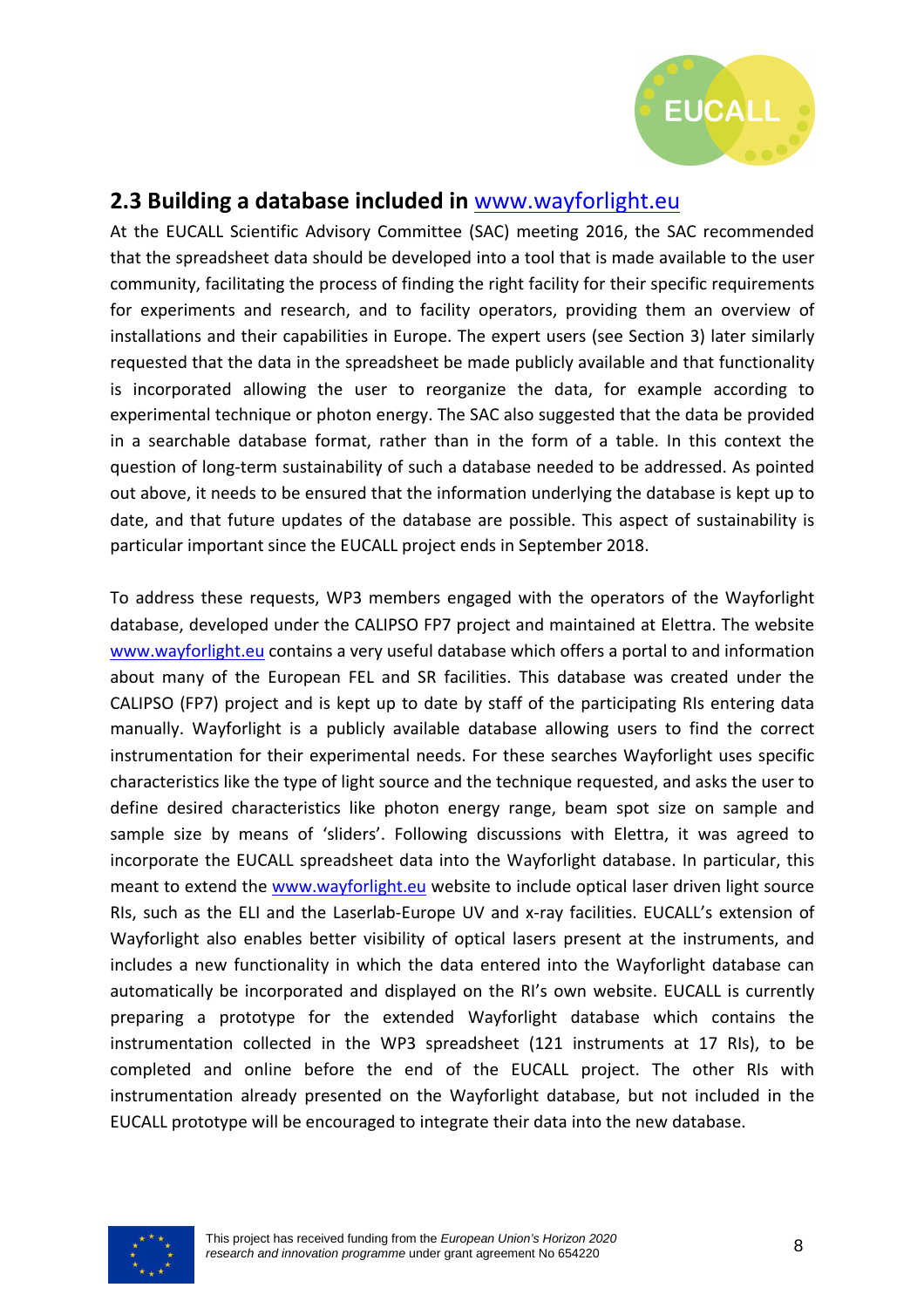## 2.3 Building a database included in www.wayforlight.eu

At the EUCALL Scientific Advisory Committee (SAC) meeting 2016, the SAC recommended that the spreadsheet data should be developed into a tool that is made available to the user community, facilitating the process of finding the right facility for their specific requirements for experiments and research, and to facility operators, providing them an overview of installations and their capabilities in Europe. The expert users (see Section 3) later similarly requested that the data in the spreadsheet be made publicly available and that functionality is incorporated allowing the user to reorganize the data, for example according to experimental technique or photon energy. The SAC also suggested that the data be provided in a searchable database format, rather than in the form of a table. In this context the question of long-term sustainability of such a database needed to be addressed. As pointed out above, it needs to be ensured that the information underlying the database is kept up to date, and that future updates of the database are possible. This aspect of sustainability is particular important since the EUCALL project ends in September 2018.

To address these requests, WP3 members engaged with the operators of the Wayforlight database, developed under the CALIPSO FP7 project and maintained at Elettra. The website www.wayforlight.eu contains a very useful database which offers a portal to and information about many of the European FEL and SR facilities. This database was created under the CALIPSO (FP7) project and is kept up to date by staff of the participating RIs entering data manually. Wayforlight is a publicly available database allowing users to find the correct instrumentation for their experimental needs. For these searches Wayforlight uses specific characteristics like the type of light source and the technique requested, and asks the user to define desired characteristics like photon energy range, beam spot size on sample and sample size by means of 'sliders'. Following discussions with Elettra, it was agreed to incorporate the EUCALL spreadsheet data into the Wayforlight database. In particular, this meant to extend the www.wayforlight.eu website to include optical laser driven light source RIs, such as the ELI and the Laserlab-Europe UV and x-ray facilities. EUCALL's extension of Wayforlight also enables better visibility of optical lasers present at the instruments, and includes a new functionality in which the data entered into the Wayforlight database can automatically be incorporated and displayed on the RI's own website. EUCALL is currently preparing a prototype for the extended Wayforlight database which contains the instrumentation collected in the WP3 spreadsheet (121 instruments at 17 RIs), to be completed and online before the end of the EUCALL project. The other RIs with instrumentation already presented on the Wayforlight database, but not included in the EUCALL prototype will be encouraged to integrate their data into the new database.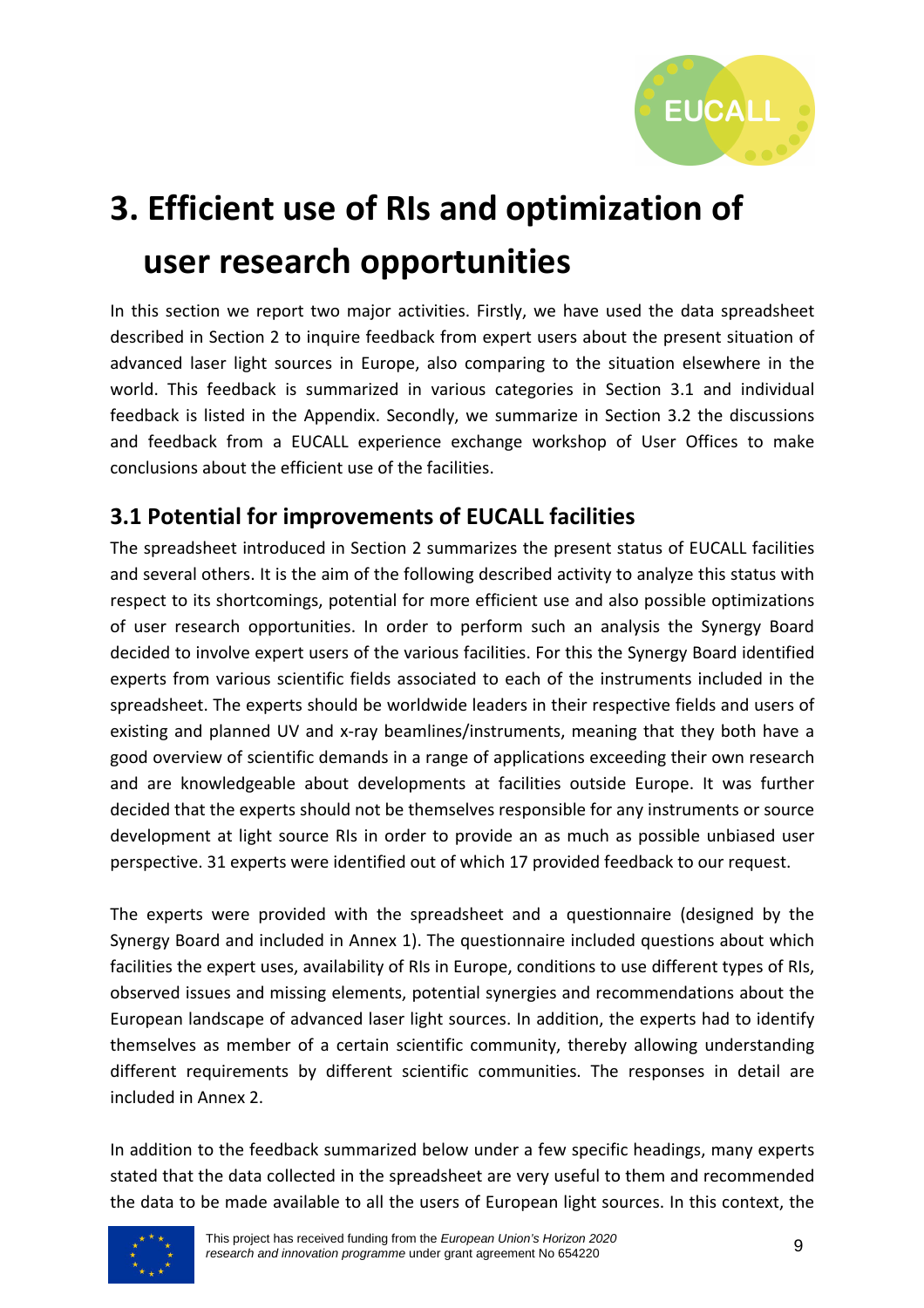# 3. Efficient use of RIs and optimization of user research opportunities

In this section we report two major activities. Firstly, we have used the data spreadsheet described in Section 2 to inquire feedback from expert users about the present situation of advanced laser light sources in Europe, also comparing to the situation elsewhere in the world. This feedback is summarized in various categories in Section 3.1 and individual feedback is listed in the Appendix. Secondly, we summarize in Section 3.2 the discussions and feedback from a EUCALL experience exchange workshop of User Offices to make conclusions about the efficient use of the facilities.

## 3.1 Potential for improvements of EUCALL facilities

The spreadsheet introduced in Section 2 summarizes the present status of EUCALL facilities and several others. It is the aim of the following described activity to analyze this status with respect to its shortcomings, potential for more efficient use and also possible optimizations of user research opportunities. In order to perform such an analysis the Synergy Board decided to involve expert users of the various facilities. For this the Synergy Board identified experts from various scientific fields associated to each of the instruments included in the spreadsheet. The experts should be worldwide leaders in their respective fields and users of existing and planned UV and x-ray beamlines/instruments, meaning that they both have a good overview of scientific demands in a range of applications exceeding their own research and are knowledgeable about developments at facilities outside Europe. It was further decided that the experts should not be themselves responsible for any instruments or source development at light source RIs in order to provide an as much as possible unbiased user perspective. 31 experts were identified out of which 17 provided feedback to our request.

The experts were provided with the spreadsheet and a questionnaire (designed by the Synergy Board and included in Annex 1). The questionnaire included questions about which facilities the expert uses, availability of RIs in Europe, conditions to use different types of RIs, observed issues and missing elements, potential synergies and recommendations about the European landscape of advanced laser light sources. In addition, the experts had to identify themselves as member of a certain scientific community, thereby allowing understanding different requirements by different scientific communities. The responses in detail are included in Annex 2.

In addition to the feedback summarized below under a few specific headings, many experts stated that the data collected in the spreadsheet are very useful to them and recommended the data to be made available to all the users of European light sources. In this context, the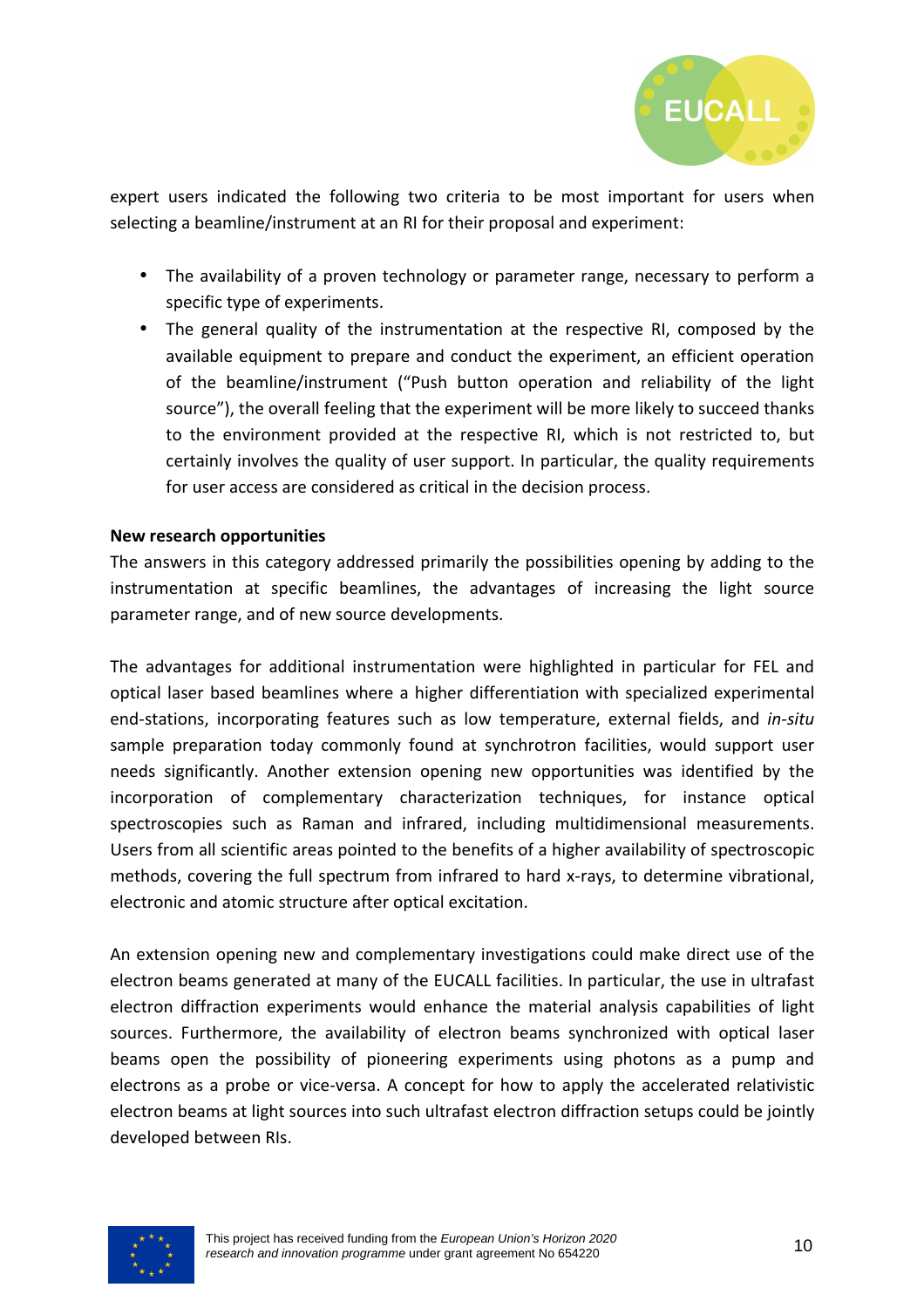expert users indicated the following two criteria to be most important for users when selecting a beamline/instrument at an RI for their proposal and experiment:

- The availability of a proven technology or parameter range, necessary to perform a specific type of experiments.
- The general quality of the instrumentation at the respective RI, composed by the available equipment to prepare and conduct the experiment, an efficient operation of the beamline/instrument ("Push button operation and reliability of the light source"), the overall feeling that the experiment will be more likely to succeed thanks to the environment provided at the respective RI, which is not restricted to, but certainly involves the quality of user support. In particular, the quality requirements for user access are considered as critical in the decision process.

**New research opportunities**

The answers in this category addressed primarily the possibilities opening by adding to the instrumentation at specific beamlines, the advantages of increasing the light source parameter range, and of new source developments.

The advantages for additional instrumentation were highlighted in particular for FEL and optical laser based beamlines where a higher differentiation with specialized experimental end-stations, incorporating features such as low temperature, external fields, and *in-situ* sample preparation today commonly found at synchrotron facilities, would support user needs significantly. Another extension opening new opportunities was identified by the incorporation of complementary characterization techniques, for instance optical spectroscopies such as Raman and infrared, including multidimensional measurements. Users from all scientific areas pointed to the benefits of a higher availability of spectroscopic methods, covering the full spectrum from infrared to hard x-rays, to determine vibrational, electronic and atomic structure after optical excitation.

An extension opening new and complementary investigations could make direct use of the electron beams generated at many of the EUCALL facilities. In particular, the use in ultrafast electron diffraction experiments would enhance the material analysis capabilities of light sources. Furthermore, the availability of electron beams synchronized with optical laser beams open the possibility of pioneering experiments using photons as a pump and electrons as a probe or vice-versa. A concept for how to apply the accelerated relativistic electron beams at light sources into such ultrafast electron diffraction setups could be jointly developed between RIs.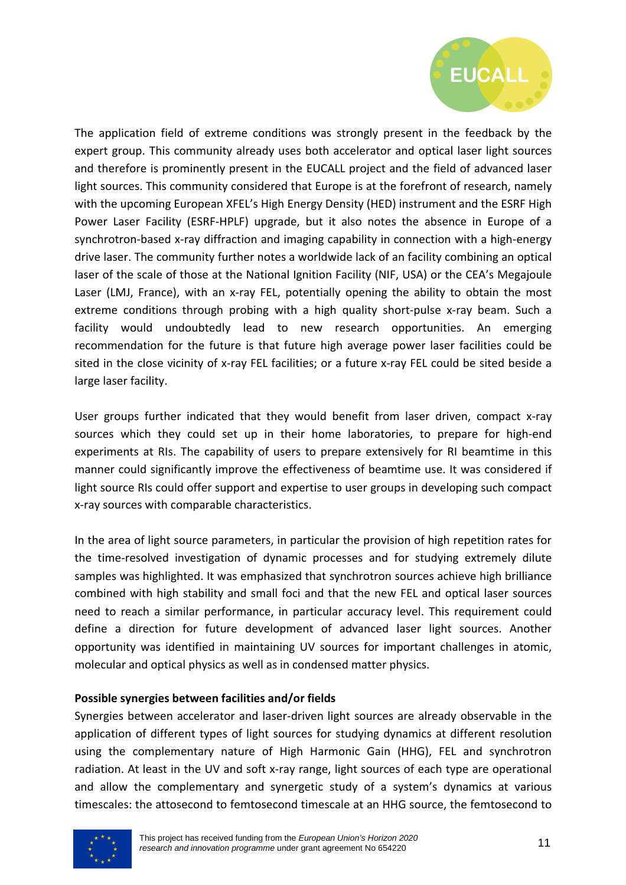The application field of extreme conditions was strongly present in the feedback by the expert group. This community already uses both accelerator and optical laser light sources and therefore is prominently present in the EUCALL project and the field of advanced laser light sources. This community considered that Europe is at the forefront of research, namely with the upcoming European XFEL's High Energy Density (HED) instrument and the ESRF High Power Laser Facility (ESRF-HPLF) upgrade, but it also notes the absence in Europe of a synchrotron-based x-ray diffraction and imaging capability in connection with a high-energy drive laser. The community further notes a worldwide lack of an facility combining an optical laser of the scale of those at the National Ignition Facility (NIF, USA) or the CEA's Megajoule Laser (LMJ, France), with an x-ray FEL, potentially opening the ability to obtain the most extreme conditions through probing with a high quality short-pulse x-ray beam. Such a facility would undoubtedly lead to new research opportunities. An emerging recommendation for the future is that future high average power laser facilities could be sited in the close vicinity of x-ray FEL facilities; or a future x-ray FEL could be sited beside a large laser facility.

User groups further indicated that they would benefit from laser driven, compact x-ray sources which they could set up in their home laboratories, to prepare for high-end experiments at RIs. The capability of users to prepare extensively for RI beamtime in this manner could significantly improve the effectiveness of beamtime use. It was considered if light source RIs could offer support and expertise to user groups in developing such compact x-ray sources with comparable characteristics.

In the area of light source parameters, in particular the provision of high repetition rates for the time-resolved investigation of dynamic processes and for studying extremely dilute samples was highlighted. It was emphasized that synchrotron sources achieve high brilliance combined with high stability and small foci and that the new FEL and optical laser sources need to reach a similar performance, in particular accuracy level. This requirement could define a direction for future development of advanced laser light sources. Another opportunity was identified in maintaining UV sources for important challenges in atomic, molecular and optical physics as well as in condensed matter physics.

**Possible synergies between facilities and/or fields**

Synergies between accelerator and laser-driven light sources are already observable in the application of different types of light sources for studying dynamics at different resolution using the complementary nature of High Harmonic Gain (HHG), FEL and synchrotron radiation. At least in the UV and soft x-ray range, light sources of each type are operational and allow the complementary and synergetic study of a system's dynamics at various timescales: the attosecond to femtosecond timescale at an HHG source, the femtosecond to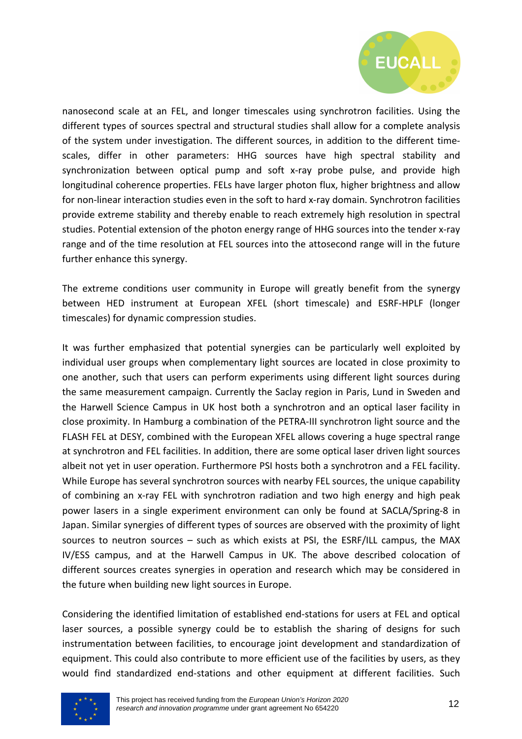nanosecond scale at an FEL, and longer timescales using synchrotron facilities. Using the different types of sources spectral and structural studies shall allow for a complete analysis of the system under investigation. The different sources, in addition to the different time-scales, differ in other parameters: HHG sources have high spectral stability and synchronization between optical pump and soft x-ray probe pulse, and provide high longitudinal coherence properties. FELs have larger photon flux, higher brightness and allow for non-linear interaction studies even in the soft to hard x-ray domain. Synchrotron facilities provide extreme stability and thereby enable to reach extremely high resolution in spectral studies. Potential extension of the photon energy range of HHG sources into the tender x-ray range and of the time resolution at FEL sources into the attosecond range will in the future further enhance this synergy.

The extreme conditions user community in Europe will greatly benefit from the synergy between HED instrument at European XFEL (short timescale) and ESRF-HPLF (longer timescales) for dynamic compression studies.

It was further emphasized that potential synergies can be particularly well exploited by individual user groups when complementary light sources are located in close proximity to one another, such that users can perform experiments using different light sources during the same measurement campaign. Currently the Saclay region in Paris, Lund in Sweden and the Harwell Science Campus in UK host both a synchrotron and an optical laser facility in close proximity. In Hamburg a combination of the PETRA-III synchrotron light source and the FLASH FEL at DESY, combined with the European XFEL allows covering a huge spectral range at synchrotron and FEL facilities. In addition, there are some optical laser driven light sources albeit not yet in user operation. Furthermore PSI hosts both a synchrotron and a FEL facility. While Europe has several synchrotron sources with nearby FEL sources, the unique capability of combining an x-ray FEL with synchrotron radiation and two high energy and high peak power lasers in a single experiment environment can only be found at SACLA/Spring-8 in Japan. Similar synergies of different types of sources are observed with the proximity of light sources to neutron sources – such as which exists at PSI, the ESRF/ILL campus, the MAX IV/ESS campus, and at the Harwell Campus in UK. The above described colocation of different sources creates synergies in operation and research which may be considered in the future when building new light sources in Europe.

Considering the identified limitation of established end-stations for users at FEL and optical laser sources, a possible synergy could be to establish the sharing of designs for such instrumentation between facilities, to encourage joint development and standardization of equipment. This could also contribute to more efficient use of the facilities by users, as they would find standardized end-stations and other equipment at different facilities. Such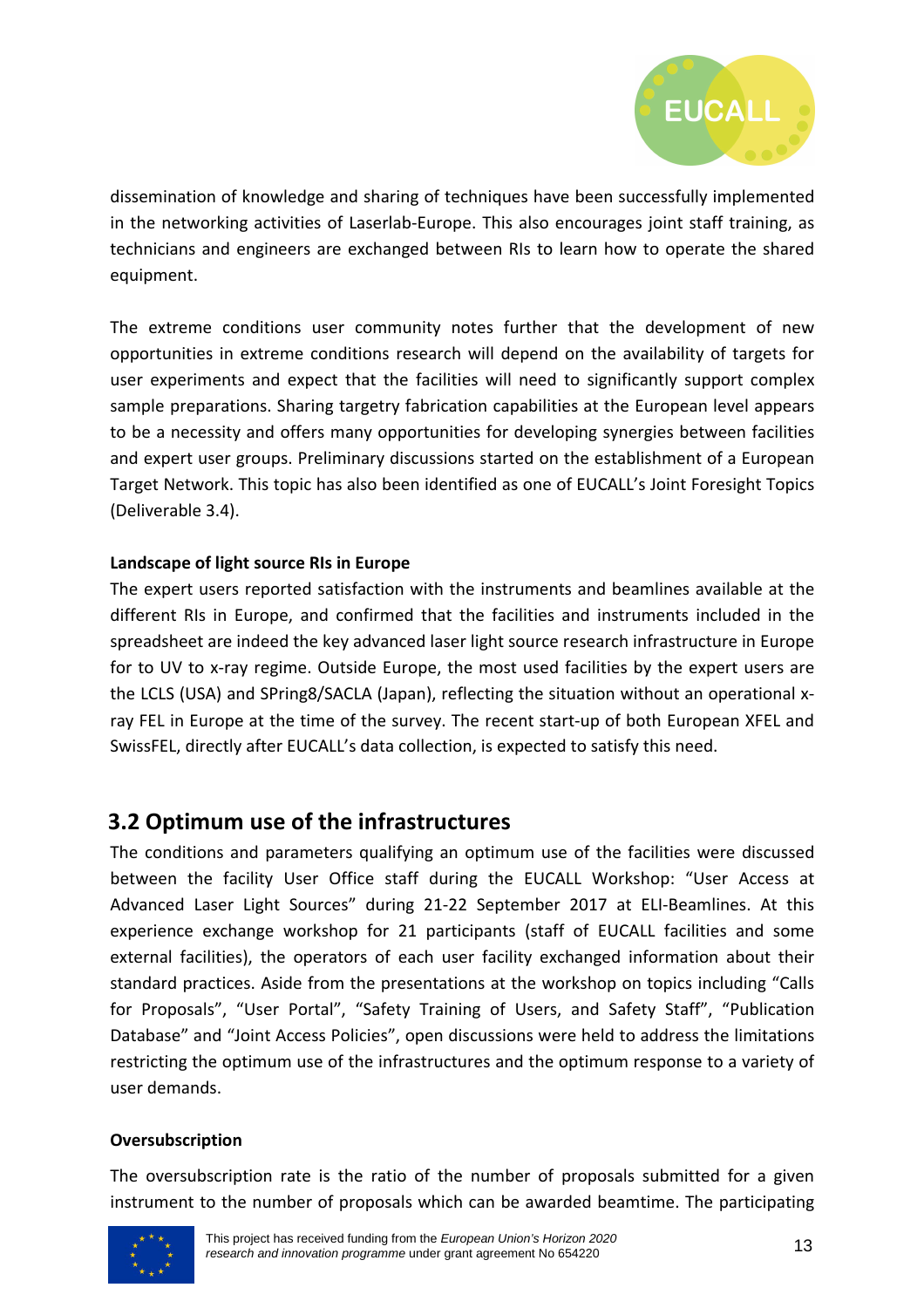dissemination of knowledge and sharing of techniques have been successfully implemented in the networking activities of Laserlab-Europe. This also encourages joint staff training, as technicians and engineers are exchanged between RIs to learn how to operate the shared equipment.

The extreme conditions user community notes further that the development of new opportunities in extreme conditions research will depend on the availability of targets for user experiments and expect that the facilities will need to significantly support complex sample preparations. Sharing targetry fabrication capabilities at the European level appears to be a necessity and offers many opportunities for developing synergies between facilities and expert user groups. Preliminary discussions started on the establishment of a European Target Network. This topic has also been identified as one of EUCALL's Joint Foresight Topics (Deliverable 3.4).

**Landscape of light source RIs in Europe**

The expert users reported satisfaction with the instruments and beamlines available at the different RIs in Europe, and confirmed that the facilities and instruments included in the spreadsheet are indeed the key advanced laser light source research infrastructure in Europe for to UV to x-ray regime. Outside Europe, the most used facilities by the expert users are the LCLS (USA) and SPring8/SACLA (Japan), reflecting the situation without an operational x-ray FEL in Europe at the time of the survey. The recent start-up of both European XFEL and SwissFEL, directly after EUCALL's data collection, is expected to satisfy this need.

## 3.2 Optimum use of the infrastructures

The conditions and parameters qualifying an optimum use of the facilities were discussed between the facility User Office staff during the EUCALL Workshop: "User Access at Advanced Laser Light Sources" during 21-22 September 2017 at ELI-Beamlines. At this experience exchange workshop for 21 participants (staff of EUCALL facilities and some external facilities), the operators of each user facility exchanged information about their standard practices. Aside from the presentations at the workshop on topics including "Calls for Proposals", "User Portal", "Safety Training of Users, and Safety Staff", "Publication Database" and "Joint Access Policies", open discussions were held to address the limitations restricting the optimum use of the infrastructures and the optimum response to a variety of user demands.

**Oversubscription**

The oversubscription rate is the ratio of the number of proposals submitted for a given instrument to the number of proposals which can be awarded beamtime. The participating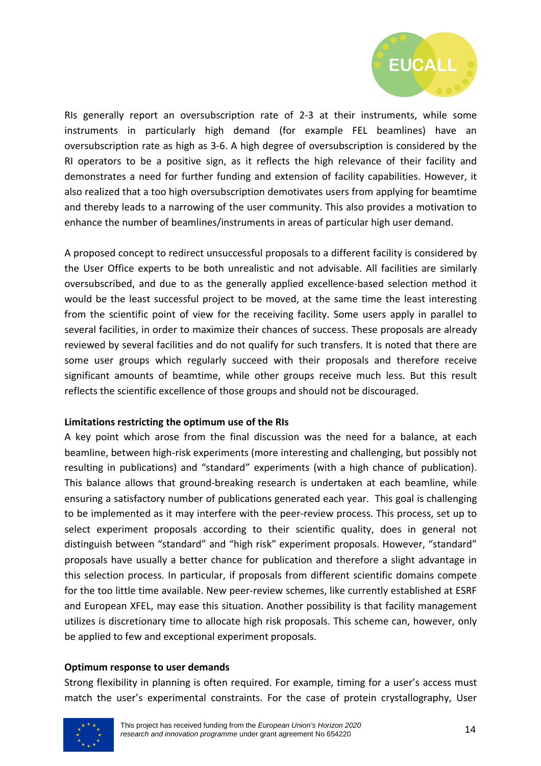RIs generally report an oversubscription rate of 2-3 at their instruments, while some instruments in particularly high demand (for example FEL beamlines) have an oversubscription rate as high as 3-6. A high degree of oversubscription is considered by the RI operators to be a positive sign, as it reflects the high relevance of their facility and demonstrates a need for further funding and extension of facility capabilities. However, it also realized that a too high oversubscription demotivates users from applying for beamtime and thereby leads to a narrowing of the user community. This also provides a motivation to enhance the number of beamlines/instruments in areas of particular high user demand.

A proposed concept to redirect unsuccessful proposals to a different facility is considered by the User Office experts to be both unrealistic and not advisable. All facilities are similarly oversubscribed, and due to as the generally applied excellence-based selection method it would be the least successful project to be moved, at the same time the least interesting from the scientific point of view for the receiving facility. Some users apply in parallel to several facilities, in order to maximize their chances of success. These proposals are already reviewed by several facilities and do not qualify for such transfers. It is noted that there are some user groups which regularly succeed with their proposals and therefore receive significant amounts of beamtime, while other groups receive much less. But this result reflects the scientific excellence of those groups and should not be discouraged.

**Limitations restricting the optimum use of the RIs**

A key point which arose from the final discussion was the need for a balance, at each beamline, between high-risk experiments (more interesting and challenging, but possibly not resulting in publications) and "standard" experiments (with a high chance of publication). This balance allows that ground-breaking research is undertaken at each beamline, while ensuring a satisfactory number of publications generated each year. This goal is challenging to be implemented as it may interfere with the peer-review process. This process, set up to select experiment proposals according to their scientific quality, does in general not distinguish between "standard" and "high risk" experiment proposals. However, "standard" proposals have usually a better chance for publication and therefore a slight advantage in this selection process. In particular, if proposals from different scientific domains compete for the too little time available. New peer-review schemes, like currently established at ESRF and European XFEL, may ease this situation. Another possibility is that facility management utilizes is discretionary time to allocate high risk proposals. This scheme can, however, only be applied to few and exceptional experiment proposals.

**Optimum response to user demands**

Strong flexibility in planning is often required. For example, timing for a user's access must match the user's experimental constraints. For the case of protein crystallography, User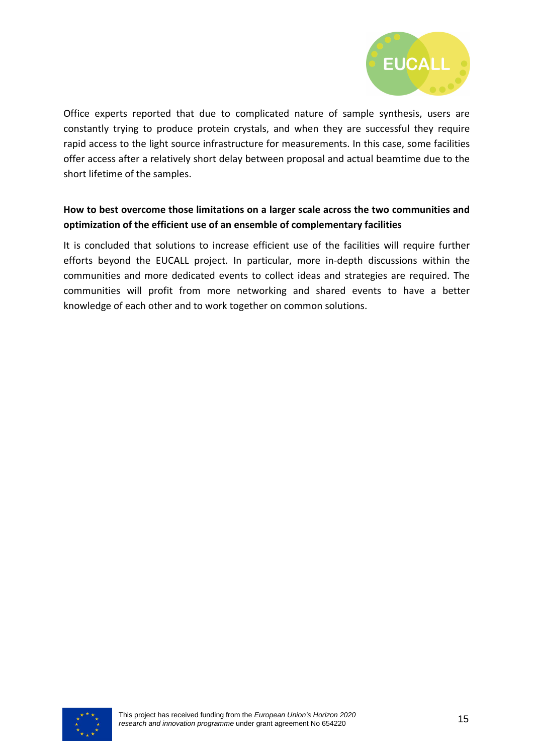Office experts reported that due to complicated nature of sample synthesis, users are constantly trying to produce protein crystals, and when they are successful they require rapid access to the light source infrastructure for measurements. In this case, some facilities offer access after a relatively short delay between proposal and actual beamtime due to the short lifetime of the samples.

**How to best overcome those limitations on a larger scale across the two communities and optimization of the efficient use of an ensemble of complementary facilities**

It is concluded that solutions to increase efficient use of the facilities will require further efforts beyond the EUCALL project. In particular, more in-depth discussions within the communities and more dedicated events to collect ideas and strategies are required. The communities will profit from more networking and shared events to have a better knowledge of each other and to work together on common solutions.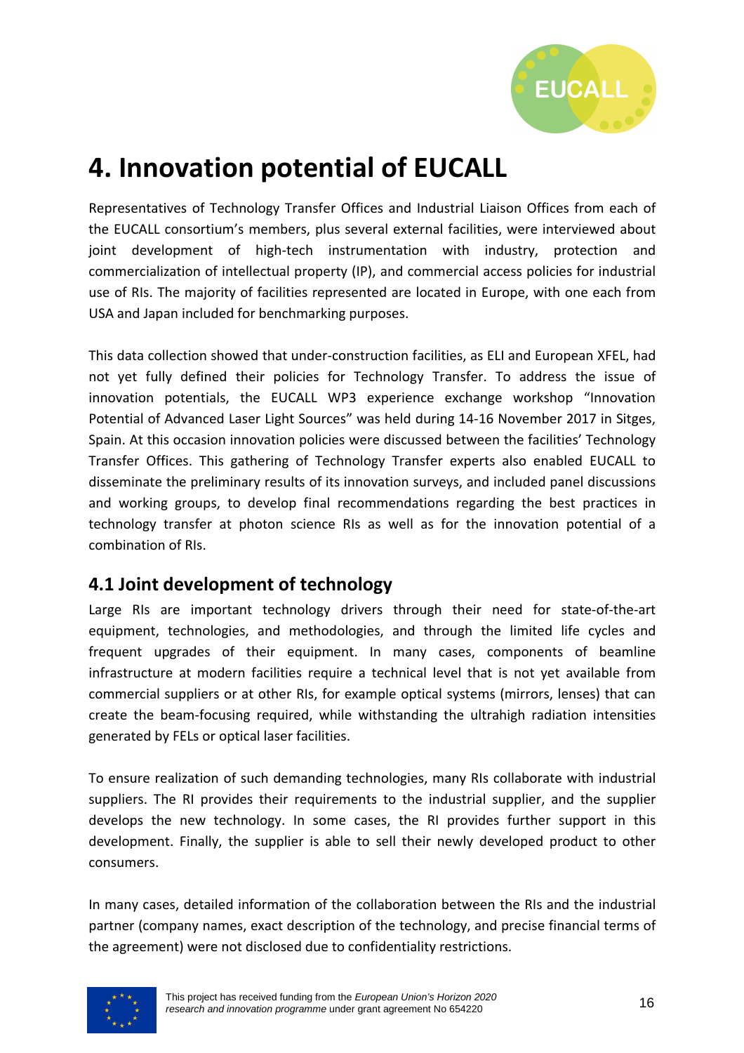# 4. Innovation potential of EUCALL

Representatives of Technology Transfer Offices and Industrial Liaison Offices from each of the EUCALL consortium's members, plus several external facilities, were interviewed about joint development of high-tech instrumentation with industry, protection and commercialization of intellectual property (IP), and commercial access policies for industrial use of RIs. The majority of facilities represented are located in Europe, with one each from USA and Japan included for benchmarking purposes.

This data collection showed that under-construction facilities, as ELI and European XFEL, had not yet fully defined their policies for Technology Transfer. To address the issue of innovation potentials, the EUCALL WP3 experience exchange workshop "Innovation Potential of Advanced Laser Light Sources" was held during 14-16 November 2017 in Sitges, Spain. At this occasion innovation policies were discussed between the facilities' Technology Transfer Offices. This gathering of Technology Transfer experts also enabled EUCALL to disseminate the preliminary results of its innovation surveys, and included panel discussions and working groups, to develop final recommendations regarding the best practices in technology transfer at photon science RIs as well as for the innovation potential of a combination of RIs.

## 4.1 Joint development of technology

Large RIs are important technology drivers through their need for state-of-the-art equipment, technologies, and methodologies, and through the limited life cycles and frequent upgrades of their equipment. In many cases, components of beamline infrastructure at modern facilities require a technical level that is not yet available from commercial suppliers or at other RIs, for example optical systems (mirrors, lenses) that can create the beam-focusing required, while withstanding the ultrahigh radiation intensities generated by FELs or optical laser facilities.

To ensure realization of such demanding technologies, many RIs collaborate with industrial suppliers. The RI provides their requirements to the industrial supplier, and the supplier develops the new technology. In some cases, the RI provides further support in this development. Finally, the supplier is able to sell their newly developed product to other consumers.

In many cases, detailed information of the collaboration between the RIs and the industrial partner (company names, exact description of the technology, and precise financial terms of the agreement) were not disclosed due to confidentiality restrictions.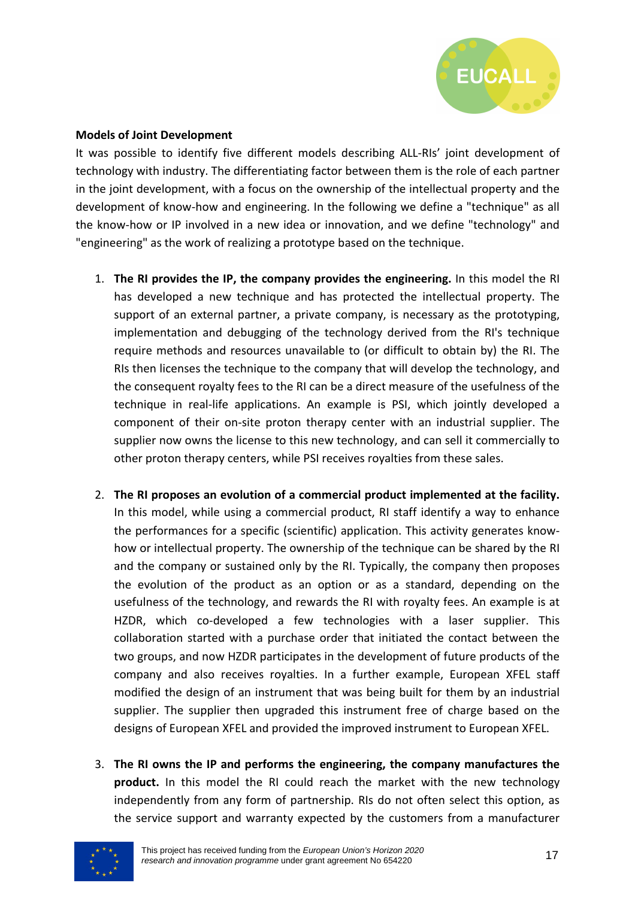**Models of Joint Development**

It was possible to identify five different models describing ALL-RIs' joint development of technology with industry. The differentiating factor between them is the role of each partner in the joint development, with a focus on the ownership of the intellectual property and the development of know-how and engineering. In the following we define a "technique" as all the know-how or IP involved in a new idea or innovation, and we define "technology" and "engineering" as the work of realizing a prototype based on the technique.

1. **The RI provides the IP, the company provides the engineering.** In this model the RI has developed a new technique and has protected the intellectual property. The support of an external partner, a private company, is necessary as the prototyping, implementation and debugging of the technology derived from the RI's technique require methods and resources unavailable to (or difficult to obtain by) the RI. The RIs then licenses the technique to the company that will develop the technology, and the consequent royalty fees to the RI can be a direct measure of the usefulness of the technique in real-life applications. An example is PSI, which jointly developed a component of their on-site proton therapy center with an industrial supplier. The supplier now owns the license to this new technology, and can sell it commercially to other proton therapy centers, while PSI receives royalties from these sales.

2. **The RI proposes an evolution of a commercial product implemented at the facility.** In this model, while using a commercial product, RI staff identify a way to enhance the performances for a specific (scientific) application. This activity generates know-how or intellectual property. The ownership of the technique can be shared by the RI and the company or sustained only by the RI. Typically, the company then proposes the evolution of the product as an option or as a standard, depending on the usefulness of the technology, and rewards the RI with royalty fees. An example is at HZDR, which co-developed a few technologies with a laser supplier. This collaboration started with a purchase order that initiated the contact between the two groups, and now HZDR participates in the development of future products of the company and also receives royalties. In a further example, European XFEL staff modified the design of an instrument that was being built for them by an industrial supplier. The supplier then upgraded this instrument free of charge based on the designs of European XFEL and provided the improved instrument to European XFEL.

3. **The RI owns the IP and performs the engineering, the company manufactures the product.** In this model the RI could reach the market with the new technology independently from any form of partnership. RIs do not often select this option, as the service support and warranty expected by the customers from a manufacturer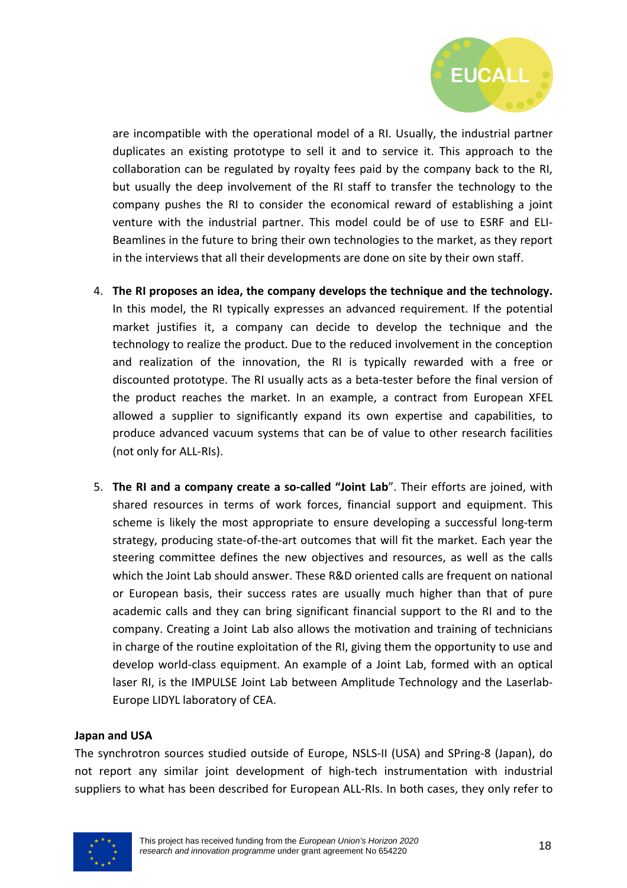are incompatible with the operational model of a RI. Usually, the industrial partner duplicates an existing prototype to sell it and to service it. This approach to the collaboration can be regulated by royalty fees paid by the company back to the RI, but usually the deep involvement of the RI staff to transfer the technology to the company pushes the RI to consider the economical reward of establishing a joint venture with the industrial partner. This model could be of use to ESRF and ELI-Beamlines in the future to bring their own technologies to the market, as they report in the interviews that all their developments are done on site by their own staff.

4. **The RI proposes an idea, the company develops the technique and the technology.** In this model, the RI typically expresses an advanced requirement. If the potential market justifies it, a company can decide to develop the technique and the technology to realize the product. Due to the reduced involvement in the conception and realization of the innovation, the RI is typically rewarded with a free or discounted prototype. The RI usually acts as a beta-tester before the final version of the product reaches the market. In an example, a contract from European XFEL allowed a supplier to significantly expand its own expertise and capabilities, to produce advanced vacuum systems that can be of value to other research facilities (not only for ALL-RIs).

5. **The RI and a company create a so-called "Joint Lab**". Their efforts are joined, with shared resources in terms of work forces, financial support and equipment. This scheme is likely the most appropriate to ensure developing a successful long-term strategy, producing state-of-the-art outcomes that will fit the market. Each year the steering committee defines the new objectives and resources, as well as the calls which the Joint Lab should answer. These R&D oriented calls are frequent on national or European basis, their success rates are usually much higher than that of pure academic calls and they can bring significant financial support to the RI and to the company. Creating a Joint Lab also allows the motivation and training of technicians in charge of the routine exploitation of the RI, giving them the opportunity to use and develop world-class equipment. An example of a Joint Lab, formed with an optical laser RI, is the IMPULSE Joint Lab between Amplitude Technology and the Laserlab-Europe LIDYL laboratory of CEA.

**Japan and USA**

The synchrotron sources studied outside of Europe, NSLS-II (USA) and SPring-8 (Japan), do not report any similar joint development of high-tech instrumentation with industrial suppliers to what has been described for European ALL-RIs. In both cases, they only refer to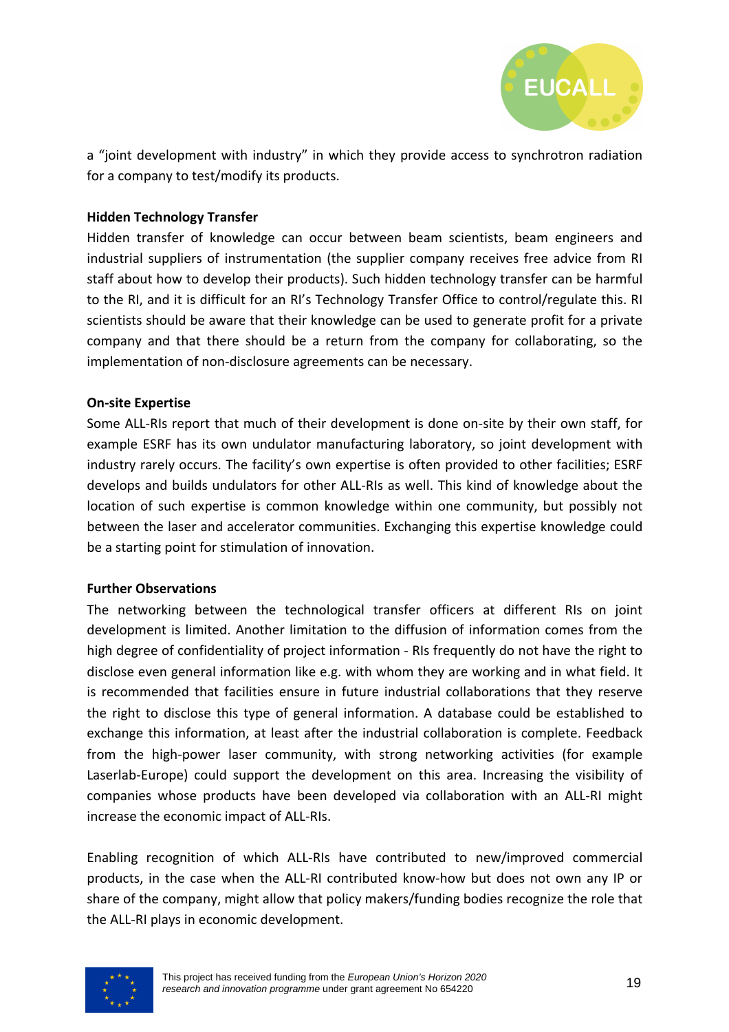a "joint development with industry" in which they provide access to synchrotron radiation for a company to test/modify its products.

**Hidden Technology Transfer**

Hidden transfer of knowledge can occur between beam scientists, beam engineers and industrial suppliers of instrumentation (the supplier company receives free advice from RI staff about how to develop their products). Such hidden technology transfer can be harmful to the RI, and it is difficult for an RI's Technology Transfer Office to control/regulate this. RI scientists should be aware that their knowledge can be used to generate profit for a private company and that there should be a return from the company for collaborating, so the implementation of non-disclosure agreements can be necessary.

**On-site Expertise**

Some ALL-RIs report that much of their development is done on-site by their own staff, for example ESRF has its own undulator manufacturing laboratory, so joint development with industry rarely occurs. The facility's own expertise is often provided to other facilities; ESRF develops and builds undulators for other ALL-RIs as well. This kind of knowledge about the location of such expertise is common knowledge within one community, but possibly not between the laser and accelerator communities. Exchanging this expertise knowledge could be a starting point for stimulation of innovation.

**Further Observations**

The networking between the technological transfer officers at different RIs on joint development is limited. Another limitation to the diffusion of information comes from the high degree of confidentiality of project information - RIs frequently do not have the right to disclose even general information like e.g. with whom they are working and in what field. It is recommended that facilities ensure in future industrial collaborations that they reserve the right to disclose this type of general information. A database could be established to exchange this information, at least after the industrial collaboration is complete. Feedback from the high-power laser community, with strong networking activities (for example Laserlab-Europe) could support the development on this area. Increasing the visibility of companies whose products have been developed via collaboration with an ALL-RI might increase the economic impact of ALL-RIs.

Enabling recognition of which ALL-RIs have contributed to new/improved commercial products, in the case when the ALL-RI contributed know-how but does not own any IP or share of the company, might allow that policy makers/funding bodies recognize the role that the ALL-RI plays in economic development.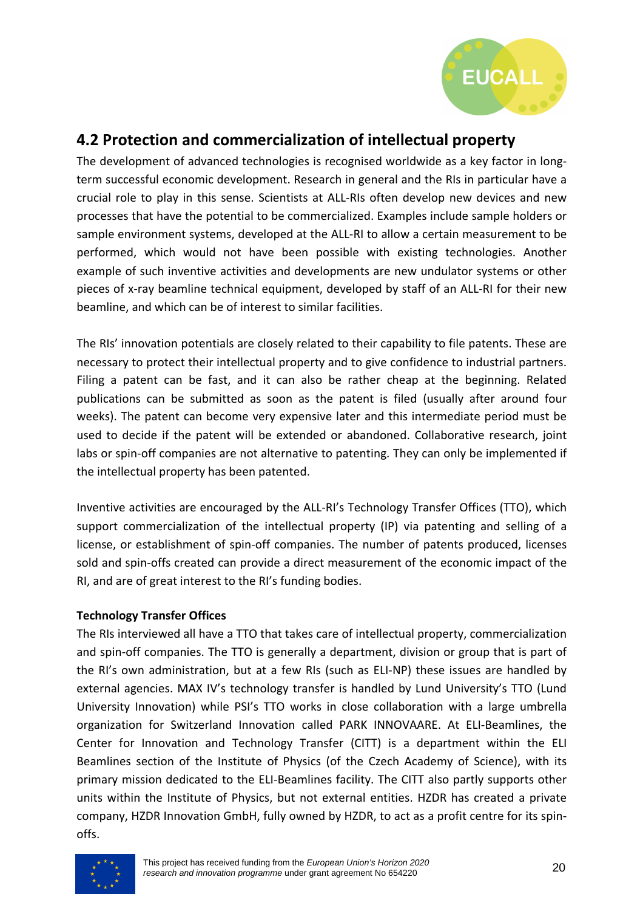## 4.2 Protection and commercialization of intellectual property

The development of advanced technologies is recognised worldwide as a key factor in long-term successful economic development. Research in general and the RIs in particular have a crucial role to play in this sense. Scientists at ALL-RIs often develop new devices and new processes that have the potential to be commercialized. Examples include sample holders or sample environment systems, developed at the ALL-RI to allow a certain measurement to be performed, which would not have been possible with existing technologies. Another example of such inventive activities and developments are new undulator systems or other pieces of x-ray beamline technical equipment, developed by staff of an ALL-RI for their new beamline, and which can be of interest to similar facilities.

The RIs' innovation potentials are closely related to their capability to file patents. These are necessary to protect their intellectual property and to give confidence to industrial partners. Filing a patent can be fast, and it can also be rather cheap at the beginning. Related publications can be submitted as soon as the patent is filed (usually after around four weeks). The patent can become very expensive later and this intermediate period must be used to decide if the patent will be extended or abandoned. Collaborative research, joint labs or spin-off companies are not alternative to patenting. They can only be implemented if the intellectual property has been patented.

Inventive activities are encouraged by the ALL-RI's Technology Transfer Offices (TTO), which support commercialization of the intellectual property (IP) via patenting and selling of a license, or establishment of spin-off companies. The number of patents produced, licenses sold and spin-offs created can provide a direct measurement of the economic impact of the RI, and are of great interest to the RI's funding bodies.

**Technology Transfer Offices**

The RIs interviewed all have a TTO that takes care of intellectual property, commercialization and spin-off companies. The TTO is generally a department, division or group that is part of the RI's own administration, but at a few RIs (such as ELI-NP) these issues are handled by external agencies. MAX IV's technology transfer is handled by Lund University's TTO (Lund University Innovation) while PSI's TTO works in close collaboration with a large umbrella organization for Switzerland Innovation called PARK INNOVAARE. At ELI-Beamlines, the Center for Innovation and Technology Transfer (CITT) is a department within the ELI Beamlines section of the Institute of Physics (of the Czech Academy of Science), with its primary mission dedicated to the ELI-Beamlines facility. The CITT also partly supports other units within the Institute of Physics, but not external entities. HZDR has created a private company, HZDR Innovation GmbH, fully owned by HZDR, to act as a profit centre for its spin-offs.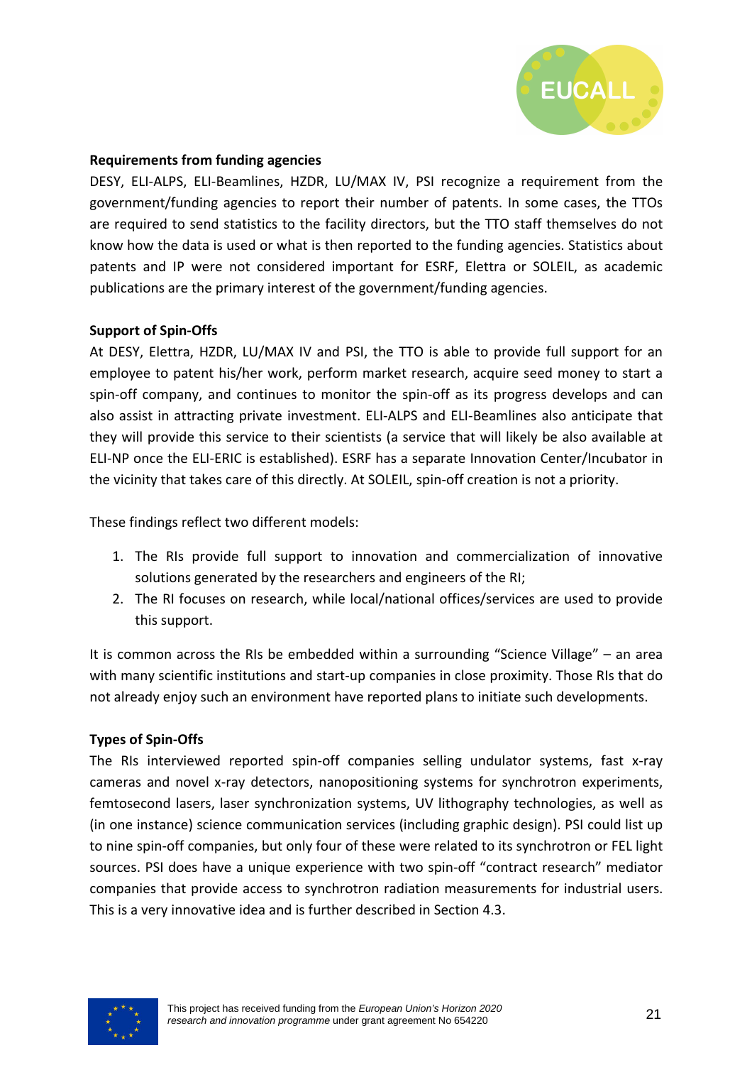**Requirements from funding agencies**

DESY, ELI-ALPS, ELI-Beamlines, HZDR, LU/MAX IV, PSI recognize a requirement from the government/funding agencies to report their number of patents. In some cases, the TTOs are required to send statistics to the facility directors, but the TTO staff themselves do not know how the data is used or what is then reported to the funding agencies. Statistics about patents and IP were not considered important for ESRF, Elettra or SOLEIL, as academic publications are the primary interest of the government/funding agencies.

**Support of Spin-Offs**

At DESY, Elettra, HZDR, LU/MAX IV and PSI, the TTO is able to provide full support for an employee to patent his/her work, perform market research, acquire seed money to start a spin-off company, and continues to monitor the spin-off as its progress develops and can also assist in attracting private investment. ELI-ALPS and ELI-Beamlines also anticipate that they will provide this service to their scientists (a service that will likely be also available at ELI-NP once the ELI-ERIC is established). ESRF has a separate Innovation Center/Incubator in the vicinity that takes care of this directly. At SOLEIL, spin-off creation is not a priority.

These findings reflect two different models:

1. The RIs provide full support to innovation and commercialization of innovative solutions generated by the researchers and engineers of the RI;
2. The RI focuses on research, while local/national offices/services are used to provide this support.

It is common across the RIs be embedded within a surrounding "Science Village" – an area with many scientific institutions and start-up companies in close proximity. Those RIs that do not already enjoy such an environment have reported plans to initiate such developments.

**Types of Spin-Offs**

The RIs interviewed reported spin-off companies selling undulator systems, fast x-ray cameras and novel x-ray detectors, nanopositioning systems for synchrotron experiments, femtosecond lasers, laser synchronization systems, UV lithography technologies, as well as (in one instance) science communication services (including graphic design). PSI could list up to nine spin-off companies, but only four of these were related to its synchrotron or FEL light sources. PSI does have a unique experience with two spin-off "contract research" mediator companies that provide access to synchrotron radiation measurements for industrial users. This is a very innovative idea and is further described in Section 4.3.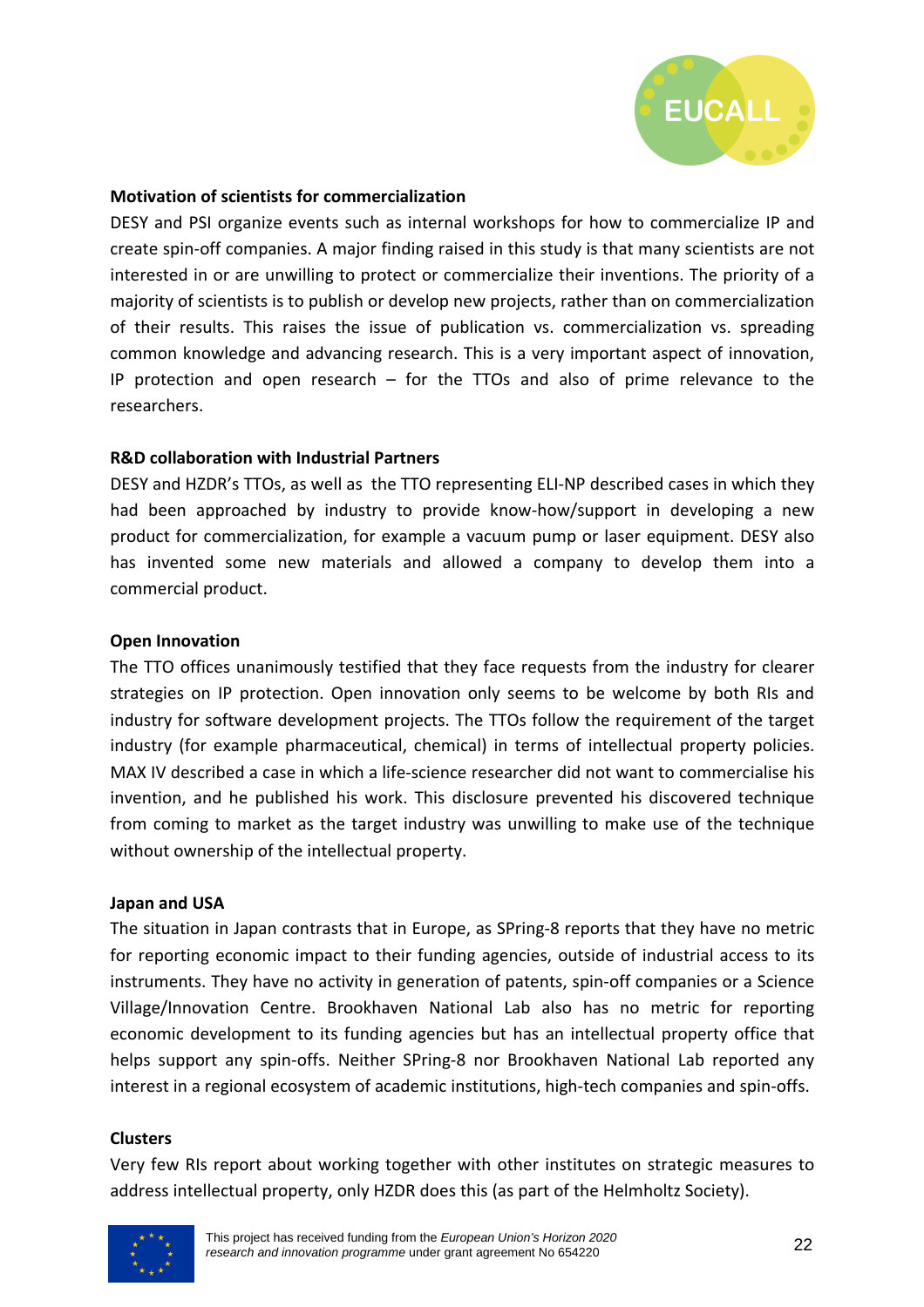**Motivation of scientists for commercialization**

DESY and PSI organize events such as internal workshops for how to commercialize IP and create spin-off companies. A major finding raised in this study is that many scientists are not interested in or are unwilling to protect or commercialize their inventions. The priority of a majority of scientists is to publish or develop new projects, rather than on commercialization of their results. This raises the issue of publication vs. commercialization vs. spreading common knowledge and advancing research. This is a very important aspect of innovation, IP protection and open research – for the TTOs and also of prime relevance to the researchers.

**R&D collaboration with Industrial Partners**

DESY and HZDR's TTOs, as well as the TTO representing ELI-NP described cases in which they had been approached by industry to provide know-how/support in developing a new product for commercialization, for example a vacuum pump or laser equipment. DESY also has invented some new materials and allowed a company to develop them into a commercial product.

**Open Innovation**

The TTO offices unanimously testified that they face requests from the industry for clearer strategies on IP protection. Open innovation only seems to be welcome by both RIs and industry for software development projects. The TTOs follow the requirement of the target industry (for example pharmaceutical, chemical) in terms of intellectual property policies. MAX IV described a case in which a life-science researcher did not want to commercialise his invention, and he published his work. This disclosure prevented his discovered technique from coming to market as the target industry was unwilling to make use of the technique without ownership of the intellectual property.

**Japan and USA**

The situation in Japan contrasts that in Europe, as SPring-8 reports that they have no metric for reporting economic impact to their funding agencies, outside of industrial access to its instruments. They have no activity in generation of patents, spin-off companies or a Science Village/Innovation Centre. Brookhaven National Lab also has no metric for reporting economic development to its funding agencies but has an intellectual property office that helps support any spin-offs. Neither SPring-8 nor Brookhaven National Lab reported any interest in a regional ecosystem of academic institutions, high-tech companies and spin-offs.

**Clusters**

Very few RIs report about working together with other institutes on strategic measures to address intellectual property, only HZDR does this (as part of the Helmholtz Society).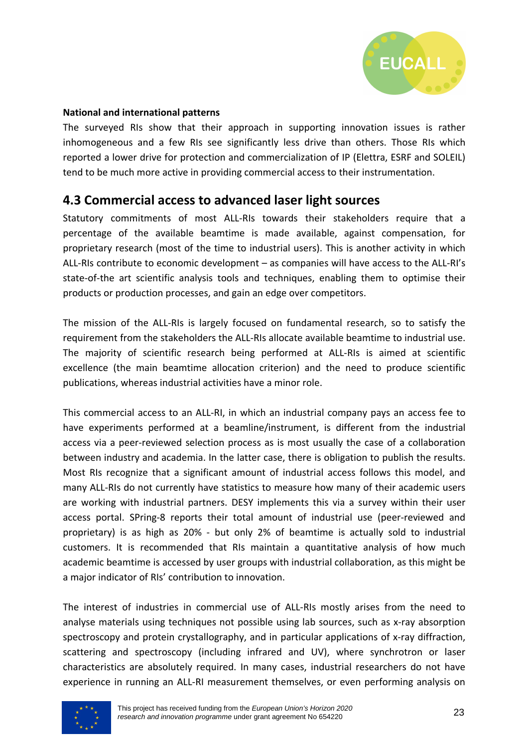**National and international patterns**

The surveyed RIs show that their approach in supporting innovation issues is rather inhomogeneous and a few RIs see significantly less drive than others. Those RIs which reported a lower drive for protection and commercialization of IP (Elettra, ESRF and SOLEIL) tend to be much more active in providing commercial access to their instrumentation.

## 4.3 Commercial access to advanced laser light sources

Statutory commitments of most ALL-RIs towards their stakeholders require that a percentage of the available beamtime is made available, against compensation, for proprietary research (most of the time to industrial users). This is another activity in which ALL-RIs contribute to economic development – as companies will have access to the ALL-RI's state-of-the art scientific analysis tools and techniques, enabling them to optimise their products or production processes, and gain an edge over competitors.

The mission of the ALL-RIs is largely focused on fundamental research, so to satisfy the requirement from the stakeholders the ALL-RIs allocate available beamtime to industrial use. The majority of scientific research being performed at ALL-RIs is aimed at scientific excellence (the main beamtime allocation criterion) and the need to produce scientific publications, whereas industrial activities have a minor role.

This commercial access to an ALL-RI, in which an industrial company pays an access fee to have experiments performed at a beamline/instrument, is different from the industrial access via a peer-reviewed selection process as is most usually the case of a collaboration between industry and academia. In the latter case, there is obligation to publish the results. Most RIs recognize that a significant amount of industrial access follows this model, and many ALL-RIs do not currently have statistics to measure how many of their academic users are working with industrial partners. DESY implements this via a survey within their user access portal. SPring-8 reports their total amount of industrial use (peer-reviewed and proprietary) is as high as 20% - but only 2% of beamtime is actually sold to industrial customers. It is recommended that RIs maintain a quantitative analysis of how much academic beamtime is accessed by user groups with industrial collaboration, as this might be a major indicator of RIs' contribution to innovation.

The interest of industries in commercial use of ALL-RIs mostly arises from the need to analyse materials using techniques not possible using lab sources, such as x-ray absorption spectroscopy and protein crystallography, and in particular applications of x-ray diffraction, scattering and spectroscopy (including infrared and UV), where synchrotron or laser characteristics are absolutely required. In many cases, industrial researchers do not have experience in running an ALL-RI measurement themselves, or even performing analysis on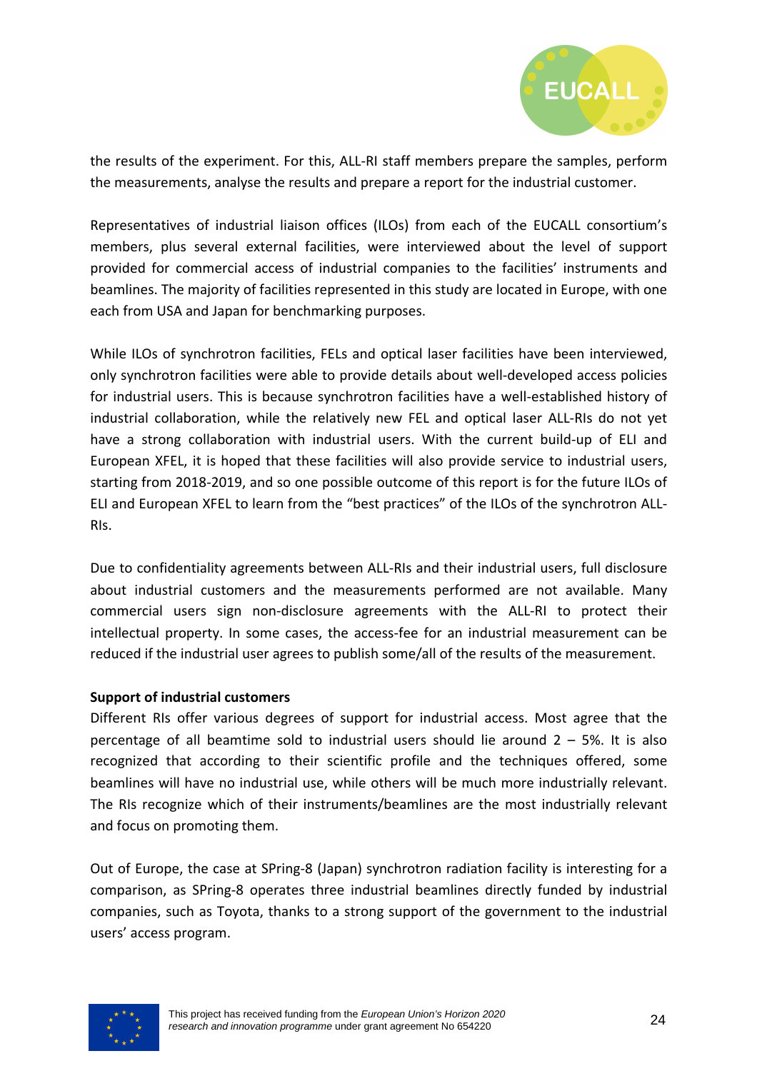the results of the experiment. For this, ALL-RI staff members prepare the samples, perform the measurements, analyse the results and prepare a report for the industrial customer.

Representatives of industrial liaison offices (ILOs) from each of the EUCALL consortium's members, plus several external facilities, were interviewed about the level of support provided for commercial access of industrial companies to the facilities' instruments and beamlines. The majority of facilities represented in this study are located in Europe, with one each from USA and Japan for benchmarking purposes.

While ILOs of synchrotron facilities, FELs and optical laser facilities have been interviewed, only synchrotron facilities were able to provide details about well-developed access policies for industrial users. This is because synchrotron facilities have a well-established history of industrial collaboration, while the relatively new FEL and optical laser ALL-RIs do not yet have a strong collaboration with industrial users. With the current build-up of ELI and European XFEL, it is hoped that these facilities will also provide service to industrial users, starting from 2018-2019, and so one possible outcome of this report is for the future ILOs of ELI and European XFEL to learn from the "best practices" of the ILOs of the synchrotron ALL-RIs.

Due to confidentiality agreements between ALL-RIs and their industrial users, full disclosure about industrial customers and the measurements performed are not available. Many commercial users sign non-disclosure agreements with the ALL-RI to protect their intellectual property. In some cases, the access-fee for an industrial measurement can be reduced if the industrial user agrees to publish some/all of the results of the measurement.

**Support of industrial customers**

Different RIs offer various degrees of support for industrial access. Most agree that the percentage of all beamtime sold to industrial users should lie around 2 – 5%. It is also recognized that according to their scientific profile and the techniques offered, some beamlines will have no industrial use, while others will be much more industrially relevant. The RIs recognize which of their instruments/beamlines are the most industrially relevant and focus on promoting them.

Out of Europe, the case at SPring-8 (Japan) synchrotron radiation facility is interesting for a comparison, as SPring-8 operates three industrial beamlines directly funded by industrial companies, such as Toyota, thanks to a strong support of the government to the industrial users' access program.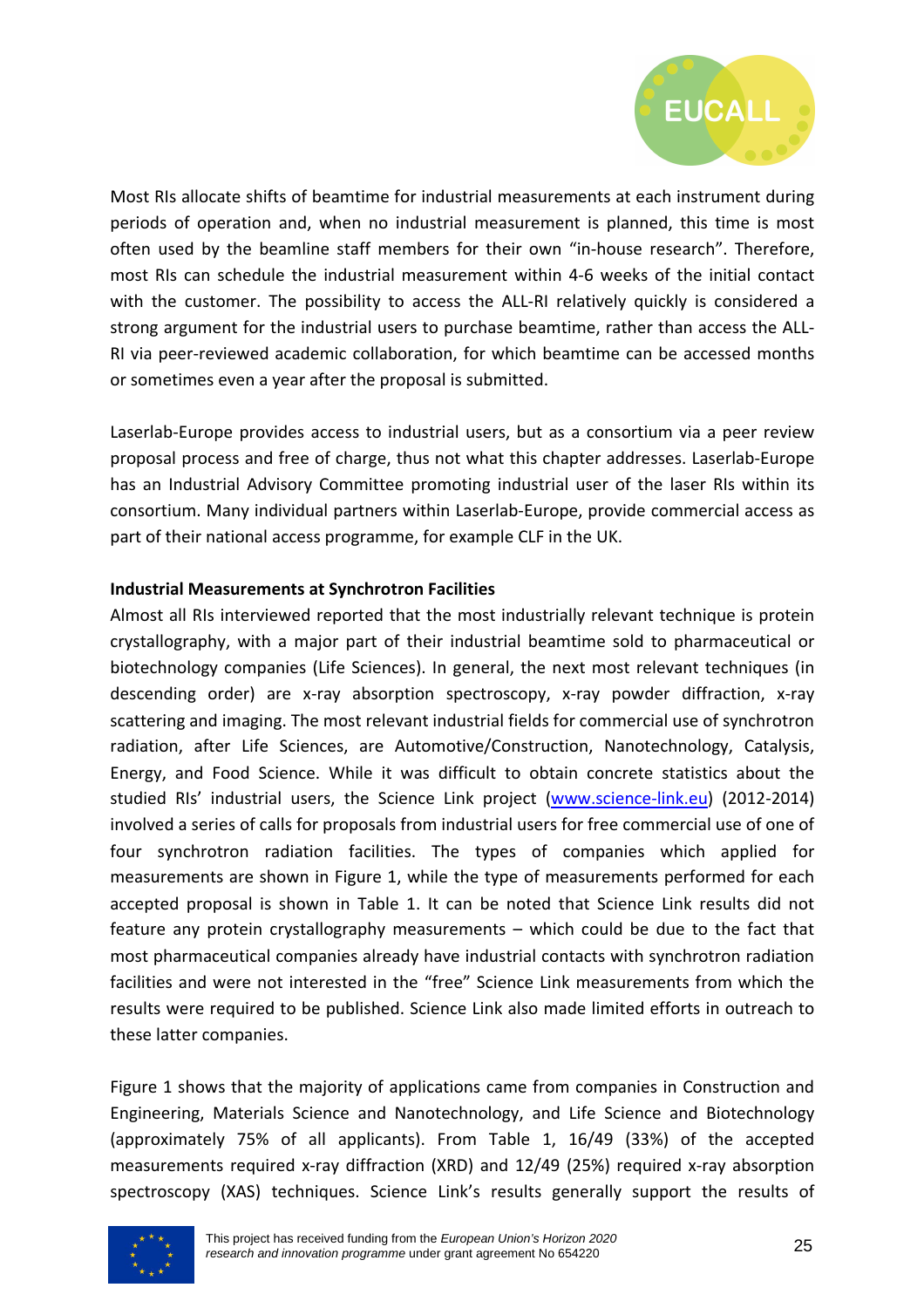Most RIs allocate shifts of beamtime for industrial measurements at each instrument during periods of operation and, when no industrial measurement is planned, this time is most often used by the beamline staff members for their own "in-house research". Therefore, most RIs can schedule the industrial measurement within 4-6 weeks of the initial contact with the customer. The possibility to access the ALL-RI relatively quickly is considered a strong argument for the industrial users to purchase beamtime, rather than access the ALL-RI via peer-reviewed academic collaboration, for which beamtime can be accessed months or sometimes even a year after the proposal is submitted.

Laserlab-Europe provides access to industrial users, but as a consortium via a peer review proposal process and free of charge, thus not what this chapter addresses. Laserlab-Europe has an Industrial Advisory Committee promoting industrial user of the laser RIs within its consortium. Many individual partners within Laserlab-Europe, provide commercial access as part of their national access programme, for example CLF in the UK.

**Industrial Measurements at Synchrotron Facilities**

Almost all RIs interviewed reported that the most industrially relevant technique is protein crystallography, with a major part of their industrial beamtime sold to pharmaceutical or biotechnology companies (Life Sciences). In general, the next most relevant techniques (in descending order) are x-ray absorption spectroscopy, x-ray powder diffraction, x-ray scattering and imaging. The most relevant industrial fields for commercial use of synchrotron radiation, after Life Sciences, are Automotive/Construction, Nanotechnology, Catalysis, Energy, and Food Science. While it was difficult to obtain concrete statistics about the studied RIs' industrial users, the Science Link project ([www.science-link.eu](www.science-link.eu)) (2012-2014) involved a series of calls for proposals from industrial users for free commercial use of one of four synchrotron radiation facilities. The types of companies which applied for measurements are shown in Figure 1, while the type of measurements performed for each accepted proposal is shown in Table 1. It can be noted that Science Link results did not feature any protein crystallography measurements – which could be due to the fact that most pharmaceutical companies already have industrial contacts with synchrotron radiation facilities and were not interested in the "free" Science Link measurements from which the results were required to be published. Science Link also made limited efforts in outreach to these latter companies.

Figure 1 shows that the majority of applications came from companies in Construction and Engineering, Materials Science and Nanotechnology, and Life Science and Biotechnology (approximately 75% of all applicants). From Table 1, 16/49 (33%) of the accepted measurements required x-ray diffraction (XRD) and 12/49 (25%) required x-ray absorption spectroscopy (XAS) techniques. Science Link's results generally support the results of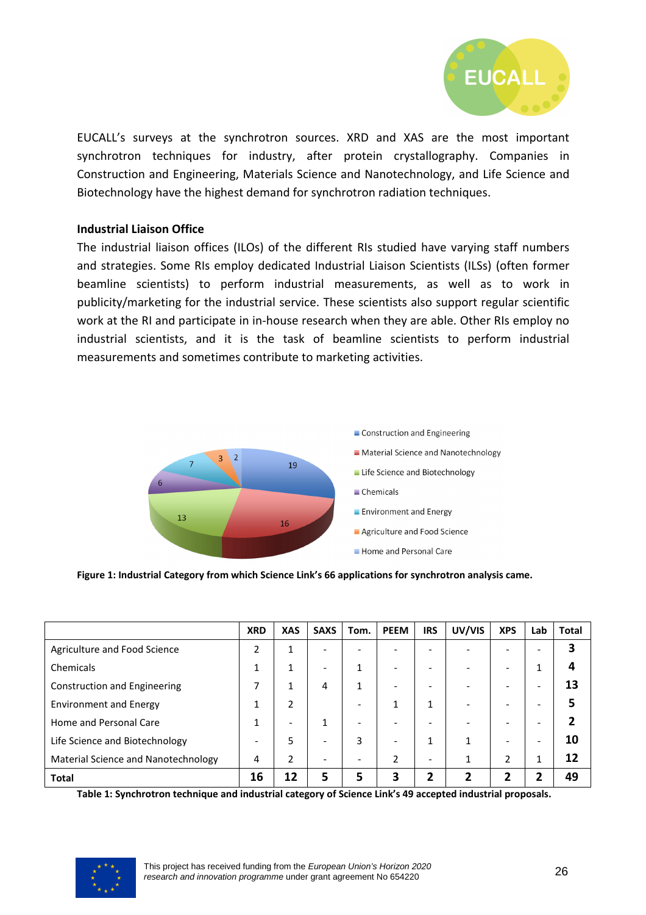EUCALL's surveys at the synchrotron sources. XRD and XAS are the most important synchrotron techniques for industry, after protein crystallography. Companies in Construction and Engineering, Materials Science and Nanotechnology, and Life Science and Biotechnology have the highest demand for synchrotron radiation techniques.

**Industrial Liaison Office**

The industrial liaison offices (ILOs) of the different RIs studied have varying staff numbers and strategies. Some RIs employ dedicated Industrial Liaison Scientists (ILSs) (often former beamline scientists) to perform industrial measurements, as well as to work in publicity/marketing for the industrial service. These scientists also support regular scientific work at the RI and participate in in-house research when they are able. Other RIs employ no industrial scientists, and it is the task of beamline scientists to perform industrial measurements and sometimes contribute to marketing activities.

**Figure 1: Industrial Category from which Science Link's 66 applications for synchrotron analysis came.**

| | XRD | XAS | SAXS | Tom. | PEEM | IRS | UV/VIS | XPS | Lab | Total |
|---|---|---|---|---|---|---|---|---|---|---|
| Agriculture and Food Science | 2 | 1 | - | - | - | - | - | - | - | **3** |
| Chemicals | 1 | 1 | - | 1 | - | - | - | - | 1 | **4** |
| Construction and Engineering | 7 | 1 | 4 | 1 | - | - | - | - | - | **13** |
| Environment and Energy | 1 | 2 | | - | 1 | 1 | - | - | - | **5** |
| Home and Personal Care | 1 | - | 1 | - | - | - | - | - | - | **2** |
| Life Science and Biotechnology | - | 5 | - | 3 | - | 1 | 1 | - | - | **10** |
| Material Science and Nanotechnology | 4 | 2 | - | - | 2 | - | 1 | 2 | 1 | **12** |
| **Total** | **16** | **12** | **5** | **5** | **3** | **2** | **2** | **2** | **2** | **49** |

**Table 1: Synchrotron technique and industrial category of Science Link's 49 accepted industrial proposals.**

This project has received funding from the *European Union's Horizon 2020 research and innovation programme* under grant agreement No 654220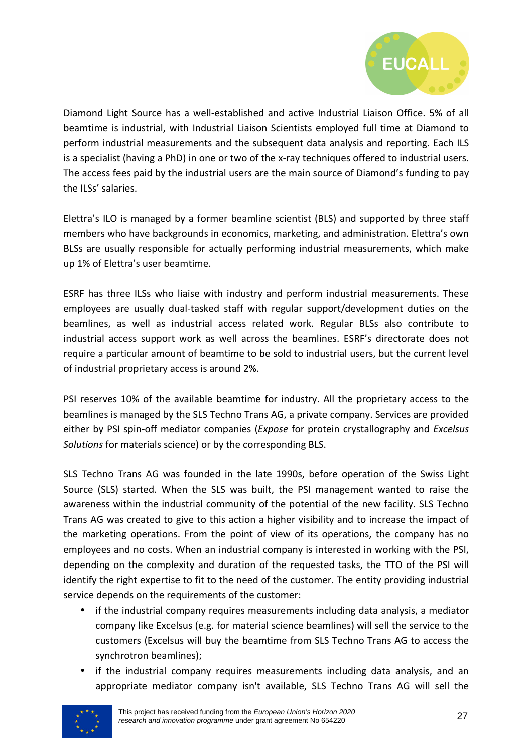Diamond Light Source has a well-established and active Industrial Liaison Office. 5% of all beamtime is industrial, with Industrial Liaison Scientists employed full time at Diamond to perform industrial measurements and the subsequent data analysis and reporting. Each ILS is a specialist (having a PhD) in one or two of the x-ray techniques offered to industrial users. The access fees paid by the industrial users are the main source of Diamond's funding to pay the ILSs' salaries.

Elettra's ILO is managed by a former beamline scientist (BLS) and supported by three staff members who have backgrounds in economics, marketing, and administration. Elettra's own BLSs are usually responsible for actually performing industrial measurements, which make up 1% of Elettra's user beamtime.

ESRF has three ILSs who liaise with industry and perform industrial measurements. These employees are usually dual-tasked staff with regular support/development duties on the beamlines, as well as industrial access related work. Regular BLSs also contribute to industrial access support work as well across the beamlines. ESRF's directorate does not require a particular amount of beamtime to be sold to industrial users, but the current level of industrial proprietary access is around 2%.

PSI reserves 10% of the available beamtime for industry. All the proprietary access to the beamlines is managed by the SLS Techno Trans AG, a private company. Services are provided either by PSI spin-off mediator companies (*Expose* for protein crystallography and *Excelsus Solutions* for materials science) or by the corresponding BLS.

SLS Techno Trans AG was founded in the late 1990s, before operation of the Swiss Light Source (SLS) started. When the SLS was built, the PSI management wanted to raise the awareness within the industrial community of the potential of the new facility. SLS Techno Trans AG was created to give to this action a higher visibility and to increase the impact of the marketing operations. From the point of view of its operations, the company has no employees and no costs. When an industrial company is interested in working with the PSI, depending on the complexity and duration of the requested tasks, the TTO of the PSI will identify the right expertise to fit to the need of the customer. The entity providing industrial service depends on the requirements of the customer:

- if the industrial company requires measurements including data analysis, a mediator company like Excelsus (e.g. for material science beamlines) will sell the service to the customers (Excelsus will buy the beamtime from SLS Techno Trans AG to access the synchrotron beamlines);
- if the industrial company requires measurements including data analysis, and an appropriate mediator company isn't available, SLS Techno Trans AG will sell the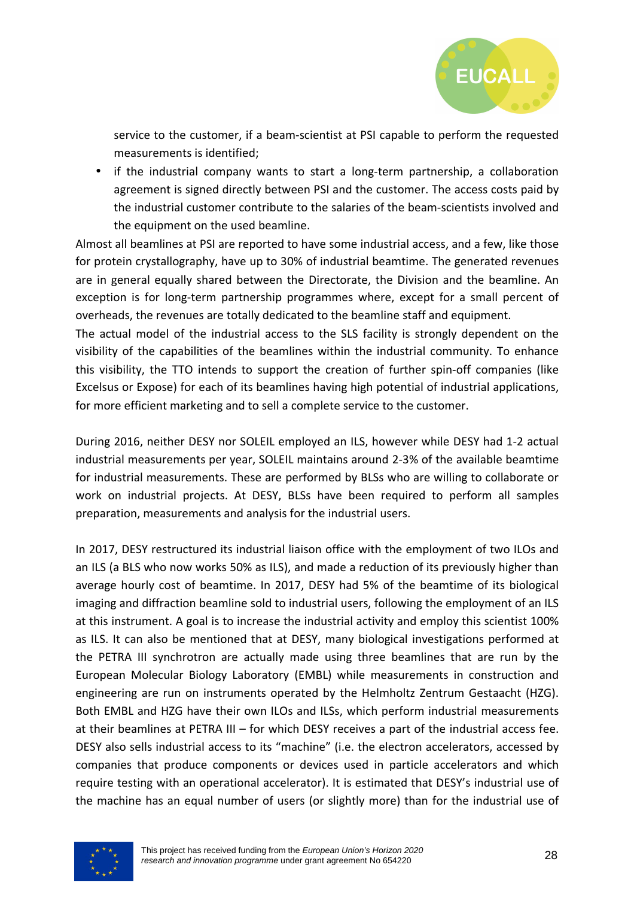service to the customer, if a beam-scientist at PSI capable to perform the requested measurements is identified;

- if the industrial company wants to start a long-term partnership, a collaboration agreement is signed directly between PSI and the customer. The access costs paid by the industrial customer contribute to the salaries of the beam-scientists involved and the equipment on the used beamline.

Almost all beamlines at PSI are reported to have some industrial access, and a few, like those for protein crystallography, have up to 30% of industrial beamtime. The generated revenues are in general equally shared between the Directorate, the Division and the beamline. An exception is for long-term partnership programmes where, except for a small percent of overheads, the revenues are totally dedicated to the beamline staff and equipment.

The actual model of the industrial access to the SLS facility is strongly dependent on the visibility of the capabilities of the beamlines within the industrial community. To enhance this visibility, the TTO intends to support the creation of further spin-off companies (like Excelsus or Expose) for each of its beamlines having high potential of industrial applications, for more efficient marketing and to sell a complete service to the customer.

During 2016, neither DESY nor SOLEIL employed an ILS, however while DESY had 1-2 actual industrial measurements per year, SOLEIL maintains around 2-3% of the available beamtime for industrial measurements. These are performed by BLSs who are willing to collaborate or work on industrial projects. At DESY, BLSs have been required to perform all samples preparation, measurements and analysis for the industrial users.

In 2017, DESY restructured its industrial liaison office with the employment of two ILOs and an ILS (a BLS who now works 50% as ILS), and made a reduction of its previously higher than average hourly cost of beamtime. In 2017, DESY had 5% of the beamtime of its biological imaging and diffraction beamline sold to industrial users, following the employment of an ILS at this instrument. A goal is to increase the industrial activity and employ this scientist 100% as ILS. It can also be mentioned that at DESY, many biological investigations performed at the PETRA III synchrotron are actually made using three beamlines that are run by the European Molecular Biology Laboratory (EMBL) while measurements in construction and engineering are run on instruments operated by the Helmholtz Zentrum Gestaacht (HZG). Both EMBL and HZG have their own ILOs and ILSs, which perform industrial measurements at their beamlines at PETRA III – for which DESY receives a part of the industrial access fee. DESY also sells industrial access to its "machine" (i.e. the electron accelerators, accessed by companies that produce components or devices used in particle accelerators and which require testing with an operational accelerator). It is estimated that DESY's industrial use of the machine has an equal number of users (or slightly more) than for the industrial use of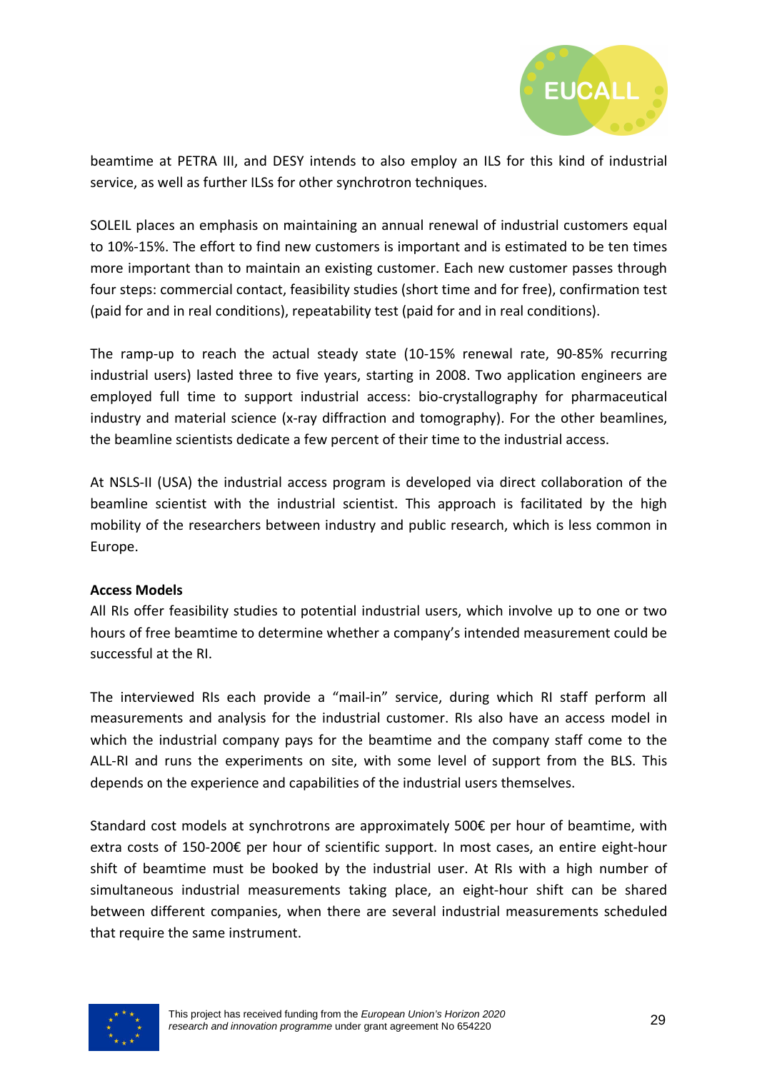beamtime at PETRA III, and DESY intends to also employ an ILS for this kind of industrial service, as well as further ILSs for other synchrotron techniques.

SOLEIL places an emphasis on maintaining an annual renewal of industrial customers equal to 10%-15%. The effort to find new customers is important and is estimated to be ten times more important than to maintain an existing customer. Each new customer passes through four steps: commercial contact, feasibility studies (short time and for free), confirmation test (paid for and in real conditions), repeatability test (paid for and in real conditions).

The ramp-up to reach the actual steady state (10-15% renewal rate, 90-85% recurring industrial users) lasted three to five years, starting in 2008. Two application engineers are employed full time to support industrial access: bio-crystallography for pharmaceutical industry and material science (x-ray diffraction and tomography). For the other beamlines, the beamline scientists dedicate a few percent of their time to the industrial access.

At NSLS-II (USA) the industrial access program is developed via direct collaboration of the beamline scientist with the industrial scientist. This approach is facilitated by the high mobility of the researchers between industry and public research, which is less common in Europe.

**Access Models**

All RIs offer feasibility studies to potential industrial users, which involve up to one or two hours of free beamtime to determine whether a company's intended measurement could be successful at the RI.

The interviewed RIs each provide a "mail-in" service, during which RI staff perform all measurements and analysis for the industrial customer. RIs also have an access model in which the industrial company pays for the beamtime and the company staff come to the ALL-RI and runs the experiments on site, with some level of support from the BLS. This depends on the experience and capabilities of the industrial users themselves.

Standard cost models at synchrotrons are approximately 500€ per hour of beamtime, with extra costs of 150-200€ per hour of scientific support. In most cases, an entire eight-hour shift of beamtime must be booked by the industrial user. At RIs with a high number of simultaneous industrial measurements taking place, an eight-hour shift can be shared between different companies, when there are several industrial measurements scheduled that require the same instrument.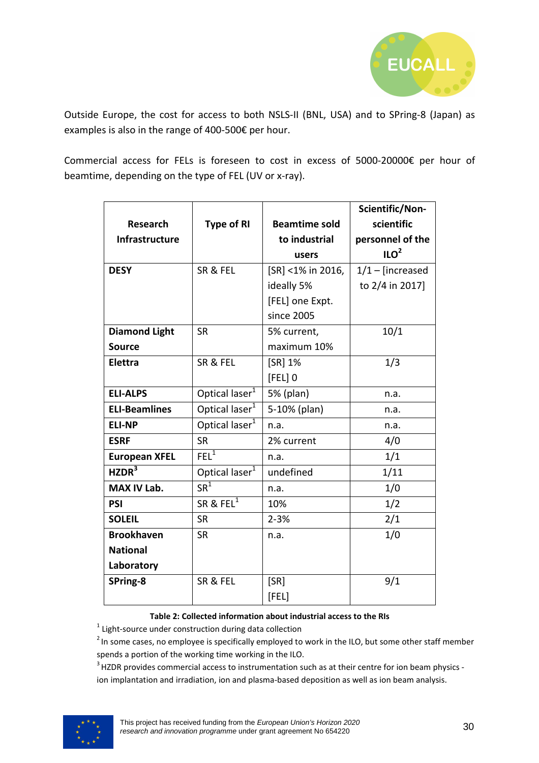Outside Europe, the cost for access to both NSLS-II (BNL, USA) and to SPring-8 (Japan) as examples is also in the range of 400-500€ per hour.

Commercial access for FELs is foreseen to cost in excess of 5000-20000€ per hour of beamtime, depending on the type of FEL (UV or x-ray).

| Research Infrastructure | Type of RI | Beamtime sold to industrial users | Scientific/Non-scientific personnel of the ILO[2] |
|---|---|---|---|
| **DESY** | SR & FEL | [SR] <1% in 2016, ideally 5% [FEL] one Expt. since 2005 | 1/1 – [increased to 2/4 in 2017] |
| **Diamond Light Source** | SR | 5% current, maximum 10% | 10/1 |
| **Elettra** | SR & FEL | [SR] 1% [FEL] 0 | 1/3 |
| **ELI-ALPS** | Optical laser[1] | 5% (plan) | n.a. |
| **ELI-Beamlines** | Optical laser[1] | 5-10% (plan) | n.a. |
| **ELI-NP** | Optical laser[1] | n.a. | n.a. |
| **ESRF** | SR | 2% current | 4/0 |
| **European XFEL** | FEL[1] | n.a. | 1/1 |
| **HZDR[3]** | Optical laser[1] | undefined | 1/11 |
| **MAX IV Lab.** | SR[1] | n.a. | 1/0 |
| **PSI** | SR & FEL[1] | 10% | 1/2 |
| **SOLEIL** | SR | 2-3% | 2/1 |
| **Brookhaven National Laboratory** | SR | n.a. | 1/0 |
| **SPring-8** | SR & FEL | [SR] [FEL] | 9/1 |

**Table 2: Collected information about industrial access to the RIs**

[1] Light-source under construction during data collection

[2] In some cases, no employee is specifically employed to work in the ILO, but some other staff member spends a portion of the working time working in the ILO.

[3] HZDR provides commercial access to instrumentation such as at their centre for ion beam physics - ion implantation and irradiation, ion and plasma-based deposition as well as ion beam analysis.

This project has received funding from the *European Union's Horizon 2020 research and innovation programme* under grant agreement No 654220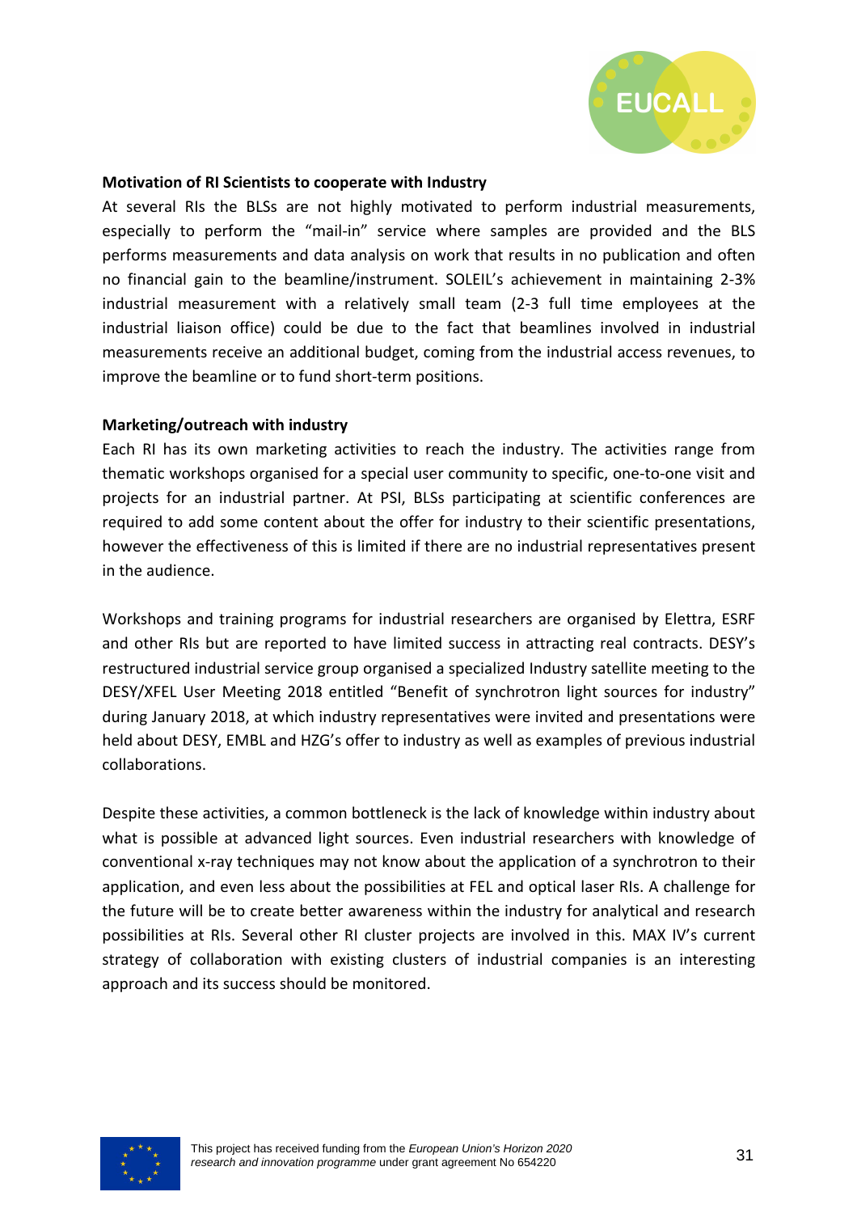**Motivation of RI Scientists to cooperate with Industry**

At several RIs the BLSs are not highly motivated to perform industrial measurements, especially to perform the "mail-in" service where samples are provided and the BLS performs measurements and data analysis on work that results in no publication and often no financial gain to the beamline/instrument. SOLEIL's achievement in maintaining 2-3% industrial measurement with a relatively small team (2-3 full time employees at the industrial liaison office) could be due to the fact that beamlines involved in industrial measurements receive an additional budget, coming from the industrial access revenues, to improve the beamline or to fund short-term positions.

**Marketing/outreach with industry**

Each RI has its own marketing activities to reach the industry. The activities range from thematic workshops organised for a special user community to specific, one-to-one visit and projects for an industrial partner. At PSI, BLSs participating at scientific conferences are required to add some content about the offer for industry to their scientific presentations, however the effectiveness of this is limited if there are no industrial representatives present in the audience.

Workshops and training programs for industrial researchers are organised by Elettra, ESRF and other RIs but are reported to have limited success in attracting real contracts. DESY's restructured industrial service group organised a specialized Industry satellite meeting to the DESY/XFEL User Meeting 2018 entitled "Benefit of synchrotron light sources for industry" during January 2018, at which industry representatives were invited and presentations were held about DESY, EMBL and HZG's offer to industry as well as examples of previous industrial collaborations.

Despite these activities, a common bottleneck is the lack of knowledge within industry about what is possible at advanced light sources. Even industrial researchers with knowledge of conventional x-ray techniques may not know about the application of a synchrotron to their application, and even less about the possibilities at FEL and optical laser RIs. A challenge for the future will be to create better awareness within the industry for analytical and research possibilities at RIs. Several other RI cluster projects are involved in this. MAX IV's current strategy of collaboration with existing clusters of industrial companies is an interesting approach and its success should be monitored.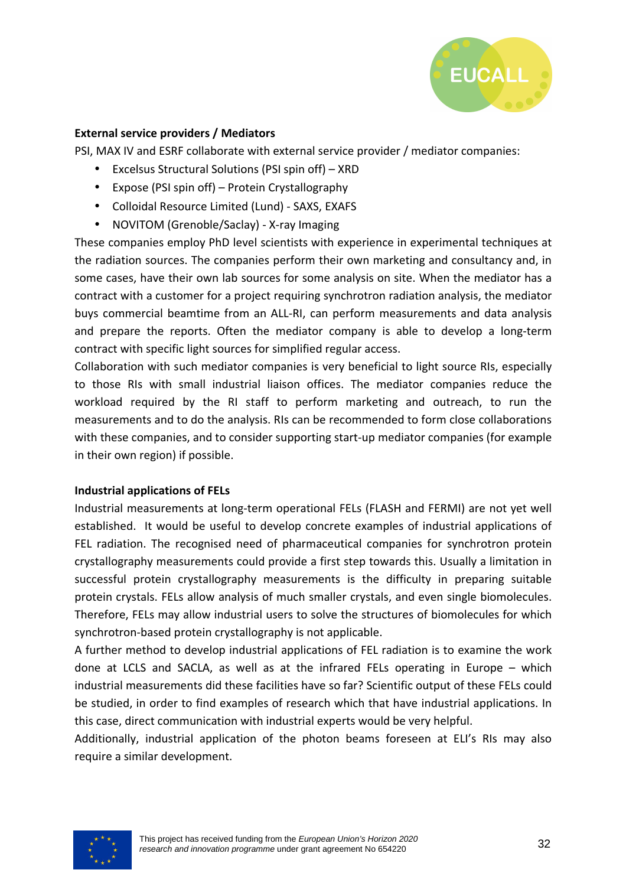**External service providers / Mediators**

PSI, MAX IV and ESRF collaborate with external service provider / mediator companies:

- Excelsus Structural Solutions (PSI spin off) – XRD
- Expose (PSI spin off) – Protein Crystallography
- Colloidal Resource Limited (Lund) - SAXS, EXAFS
- NOVITOM (Grenoble/Saclay) - X-ray Imaging

These companies employ PhD level scientists with experience in experimental techniques at the radiation sources. The companies perform their own marketing and consultancy and, in some cases, have their own lab sources for some analysis on site. When the mediator has a contract with a customer for a project requiring synchrotron radiation analysis, the mediator buys commercial beamtime from an ALL-RI, can perform measurements and data analysis and prepare the reports. Often the mediator company is able to develop a long-term contract with specific light sources for simplified regular access.

Collaboration with such mediator companies is very beneficial to light source RIs, especially to those RIs with small industrial liaison offices. The mediator companies reduce the workload required by the RI staff to perform marketing and outreach, to run the measurements and to do the analysis. RIs can be recommended to form close collaborations with these companies, and to consider supporting start-up mediator companies (for example in their own region) if possible.

**Industrial applications of FELs**

Industrial measurements at long-term operational FELs (FLASH and FERMI) are not yet well established. It would be useful to develop concrete examples of industrial applications of FEL radiation. The recognised need of pharmaceutical companies for synchrotron protein crystallography measurements could provide a first step towards this. Usually a limitation in successful protein crystallography measurements is the difficulty in preparing suitable protein crystals. FELs allow analysis of much smaller crystals, and even single biomolecules. Therefore, FELs may allow industrial users to solve the structures of biomolecules for which synchrotron-based protein crystallography is not applicable.

A further method to develop industrial applications of FEL radiation is to examine the work done at LCLS and SACLA, as well as at the infrared FELs operating in Europe – which industrial measurements did these facilities have so far? Scientific output of these FELs could be studied, in order to find examples of research which that have industrial applications. In this case, direct communication with industrial experts would be very helpful.

Additionally, industrial application of the photon beams foreseen at ELI's RIs may also require a similar development.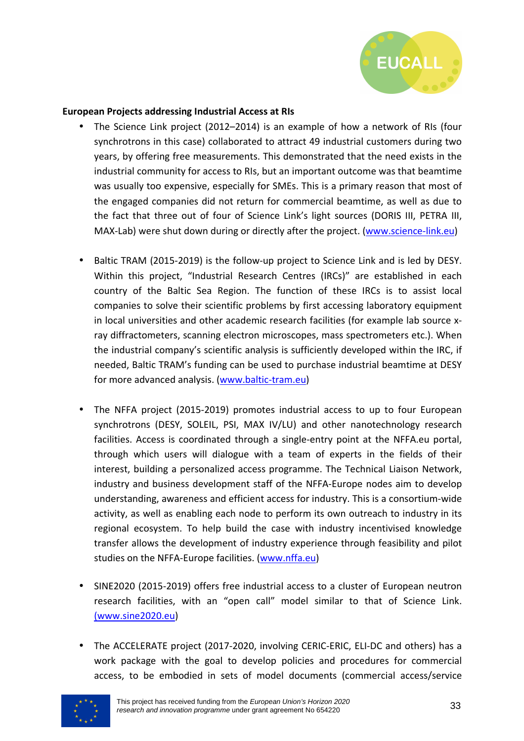**European Projects addressing Industrial Access at RIs**

- The Science Link project (2012–2014) is an example of how a network of RIs (four synchrotrons in this case) collaborated to attract 49 industrial customers during two years, by offering free measurements. This demonstrated that the need exists in the industrial community for access to RIs, but an important outcome was that beamtime was usually too expensive, especially for SMEs. This is a primary reason that most of the engaged companies did not return for commercial beamtime, as well as due to the fact that three out of four of Science Link's light sources (DORIS III, PETRA III, MAX-Lab) were shut down during or directly after the project. (www.science-link.eu)

- Baltic TRAM (2015-2019) is the follow-up project to Science Link and is led by DESY. Within this project, "Industrial Research Centres (IRCs)" are established in each country of the Baltic Sea Region. The function of these IRCs is to assist local companies to solve their scientific problems by first accessing laboratory equipment in local universities and other academic research facilities (for example lab source x-ray diffractometers, scanning electron microscopes, mass spectrometers etc.). When the industrial company's scientific analysis is sufficiently developed within the IRC, if needed, Baltic TRAM's funding can be used to purchase industrial beamtime at DESY for more advanced analysis. (www.baltic-tram.eu)

- The NFFA project (2015-2019) promotes industrial access to up to four European synchrotrons (DESY, SOLEIL, PSI, MAX IV/LU) and other nanotechnology research facilities. Access is coordinated through a single-entry point at the NFFA.eu portal, through which users will dialogue with a team of experts in the fields of their interest, building a personalized access programme. The Technical Liaison Network, industry and business development staff of the NFFA-Europe nodes aim to develop understanding, awareness and efficient access for industry. This is a consortium-wide activity, as well as enabling each node to perform its own outreach to industry in its regional ecosystem. To help build the case with industry incentivised knowledge transfer allows the development of industry experience through feasibility and pilot studies on the NFFA-Europe facilities. (www.nffa.eu)

- SINE2020 (2015-2019) offers free industrial access to a cluster of European neutron research facilities, with an "open call" model similar to that of Science Link. (www.sine2020.eu)

- The ACCELERATE project (2017-2020, involving CERIC-ERIC, ELI-DC and others) has a work package with the goal to develop policies and procedures for commercial access, to be embodied in sets of model documents (commercial access/service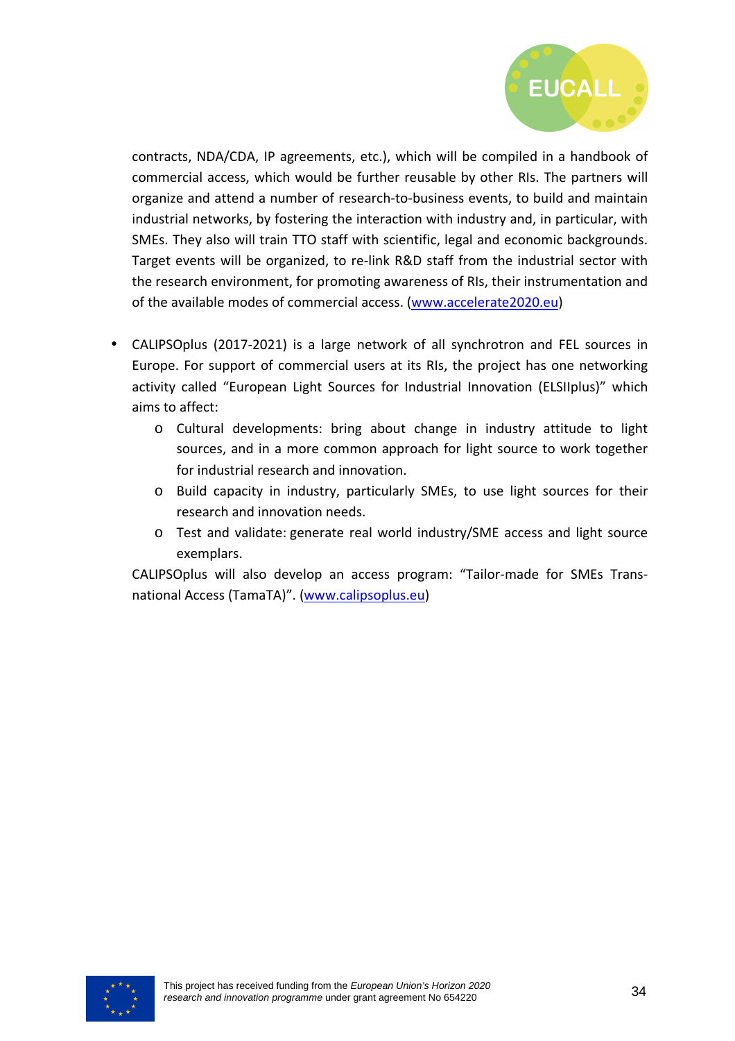contracts, NDA/CDA, IP agreements, etc.), which will be compiled in a handbook of commercial access, which would be further reusable by other RIs. The partners will organize and attend a number of research-to-business events, to build and maintain industrial networks, by fostering the interaction with industry and, in particular, with SMEs. They also will train TTO staff with scientific, legal and economic backgrounds. Target events will be organized, to re-link R&D staff from the industrial sector with the research environment, for promoting awareness of RIs, their instrumentation and of the available modes of commercial access. ([www.accelerate2020.eu](http://www.accelerate2020.eu))

- CALIPSOplus (2017-2021) is a large network of all synchrotron and FEL sources in Europe. For support of commercial users at its RIs, the project has one networking activity called "European Light Sources for Industrial Innovation (ELSIIplus)" which aims to affect:
  - Cultural developments: bring about change in industry attitude to light sources, and in a more common approach for light source to work together for industrial research and innovation.
  - Build capacity in industry, particularly SMEs, to use light sources for their research and innovation needs.
  - Test and validate: generate real world industry/SME access and light source exemplars.

  CALIPSOplus will also develop an access program: "Tailor-made for SMEs Trans-national Access (TamaTA)". ([www.calipsoplus.eu](http://www.calipsoplus.eu))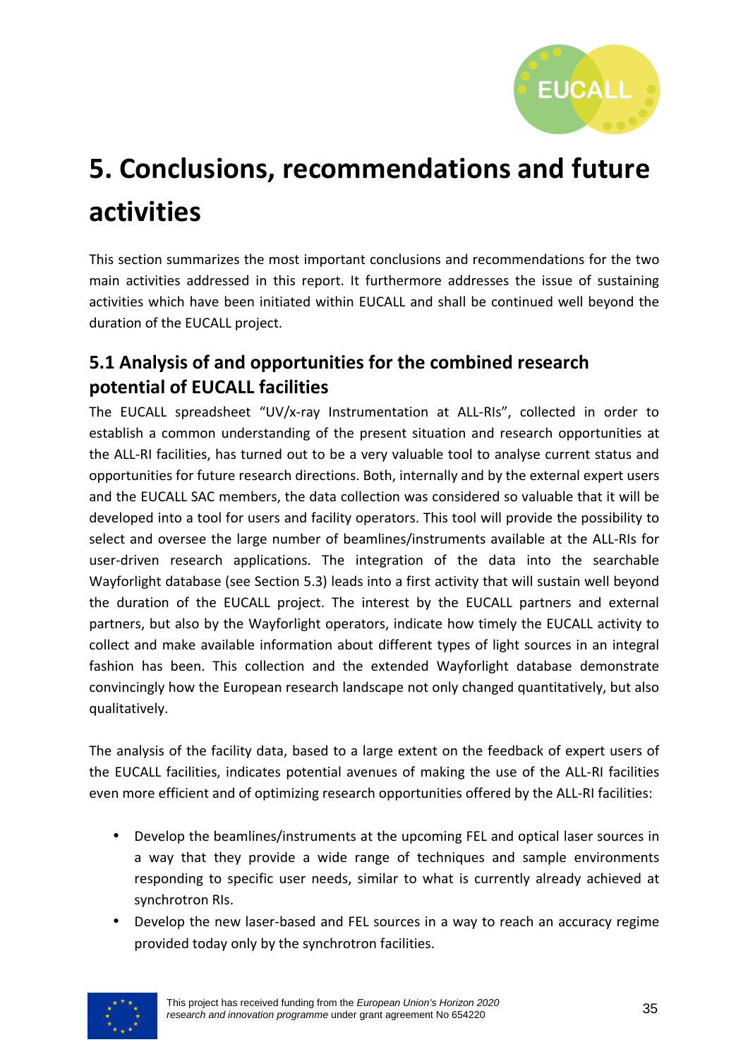# 5. Conclusions, recommendations and future activities

This section summarizes the most important conclusions and recommendations for the two main activities addressed in this report. It furthermore addresses the issue of sustaining activities which have been initiated within EUCALL and shall be continued well beyond the duration of the EUCALL project.

## 5.1 Analysis of and opportunities for the combined research potential of EUCALL facilities

The EUCALL spreadsheet "UV/x-ray Instrumentation at ALL-RIs", collected in order to establish a common understanding of the present situation and research opportunities at the ALL-RI facilities, has turned out to be a very valuable tool to analyse current status and opportunities for future research directions. Both, internally and by the external expert users and the EUCALL SAC members, the data collection was considered so valuable that it will be developed into a tool for users and facility operators. This tool will provide the possibility to select and oversee the large number of beamlines/instruments available at the ALL-RIs for user-driven research applications. The integration of the data into the searchable Wayforlight database (see Section 5.3) leads into a first activity that will sustain well beyond the duration of the EUCALL project. The interest by the EUCALL partners and external partners, but also by the Wayforlight operators, indicate how timely the EUCALL activity to collect and make available information about different types of light sources in an integral fashion has been. This collection and the extended Wayforlight database demonstrate convincingly how the European research landscape not only changed quantitatively, but also qualitatively.

The analysis of the facility data, based to a large extent on the feedback of expert users of the EUCALL facilities, indicates potential avenues of making the use of the ALL-RI facilities even more efficient and of optimizing research opportunities offered by the ALL-RI facilities:

- Develop the beamlines/instruments at the upcoming FEL and optical laser sources in a way that they provide a wide range of techniques and sample environments responding to specific user needs, similar to what is currently already achieved at synchrotron RIs.
- Develop the new laser-based and FEL sources in a way to reach an accuracy regime provided today only by the synchrotron facilities.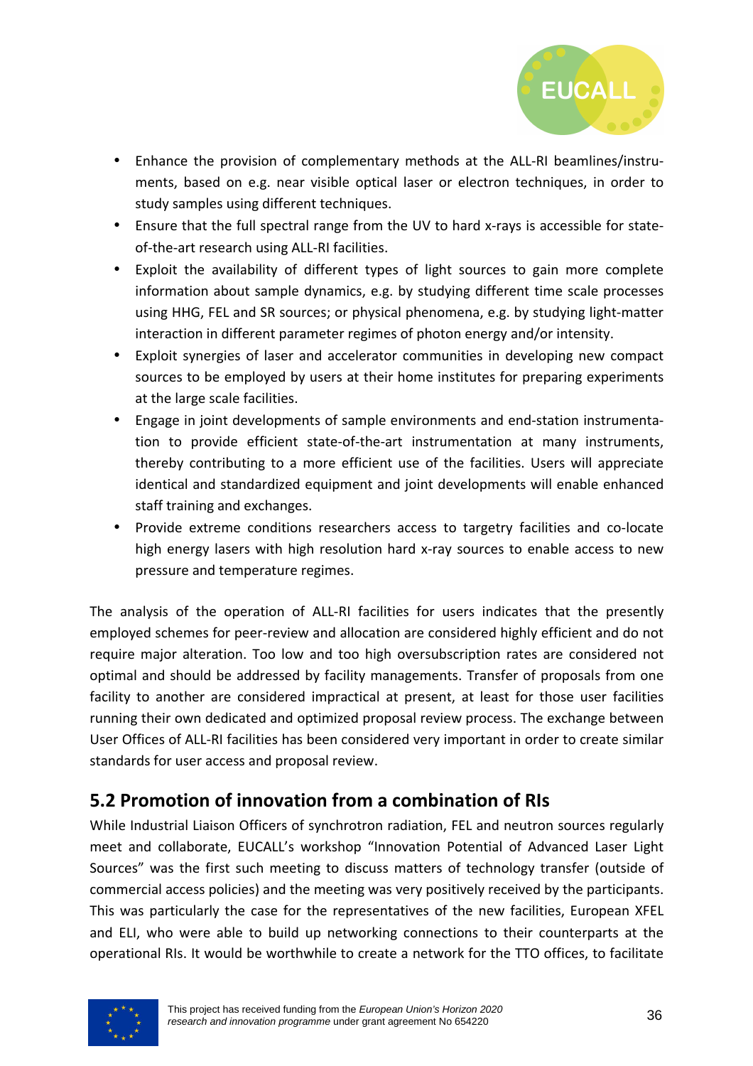- Enhance the provision of complementary methods at the ALL-RI beamlines/instruments, based on e.g. near visible optical laser or electron techniques, in order to study samples using different techniques.
- Ensure that the full spectral range from the UV to hard x-rays is accessible for state-of-the-art research using ALL-RI facilities.
- Exploit the availability of different types of light sources to gain more complete information about sample dynamics, e.g. by studying different time scale processes using HHG, FEL and SR sources; or physical phenomena, e.g. by studying light-matter interaction in different parameter regimes of photon energy and/or intensity.
- Exploit synergies of laser and accelerator communities in developing new compact sources to be employed by users at their home institutes for preparing experiments at the large scale facilities.
- Engage in joint developments of sample environments and end-station instrumentation to provide efficient state-of-the-art instrumentation at many instruments, thereby contributing to a more efficient use of the facilities. Users will appreciate identical and standardized equipment and joint developments will enable enhanced staff training and exchanges.
- Provide extreme conditions researchers access to targetry facilities and co-locate high energy lasers with high resolution hard x-ray sources to enable access to new pressure and temperature regimes.

The analysis of the operation of ALL-RI facilities for users indicates that the presently employed schemes for peer-review and allocation are considered highly efficient and do not require major alteration. Too low and too high oversubscription rates are considered not optimal and should be addressed by facility managements. Transfer of proposals from one facility to another are considered impractical at present, at least for those user facilities running their own dedicated and optimized proposal review process. The exchange between User Offices of ALL-RI facilities has been considered very important in order to create similar standards for user access and proposal review.

## 5.2 Promotion of innovation from a combination of RIs

While Industrial Liaison Officers of synchrotron radiation, FEL and neutron sources regularly meet and collaborate, EUCALL's workshop "Innovation Potential of Advanced Laser Light Sources" was the first such meeting to discuss matters of technology transfer (outside of commercial access policies) and the meeting was very positively received by the participants. This was particularly the case for the representatives of the new facilities, European XFEL and ELI, who were able to build up networking connections to their counterparts at the operational RIs. It would be worthwhile to create a network for the TTO offices, to facilitate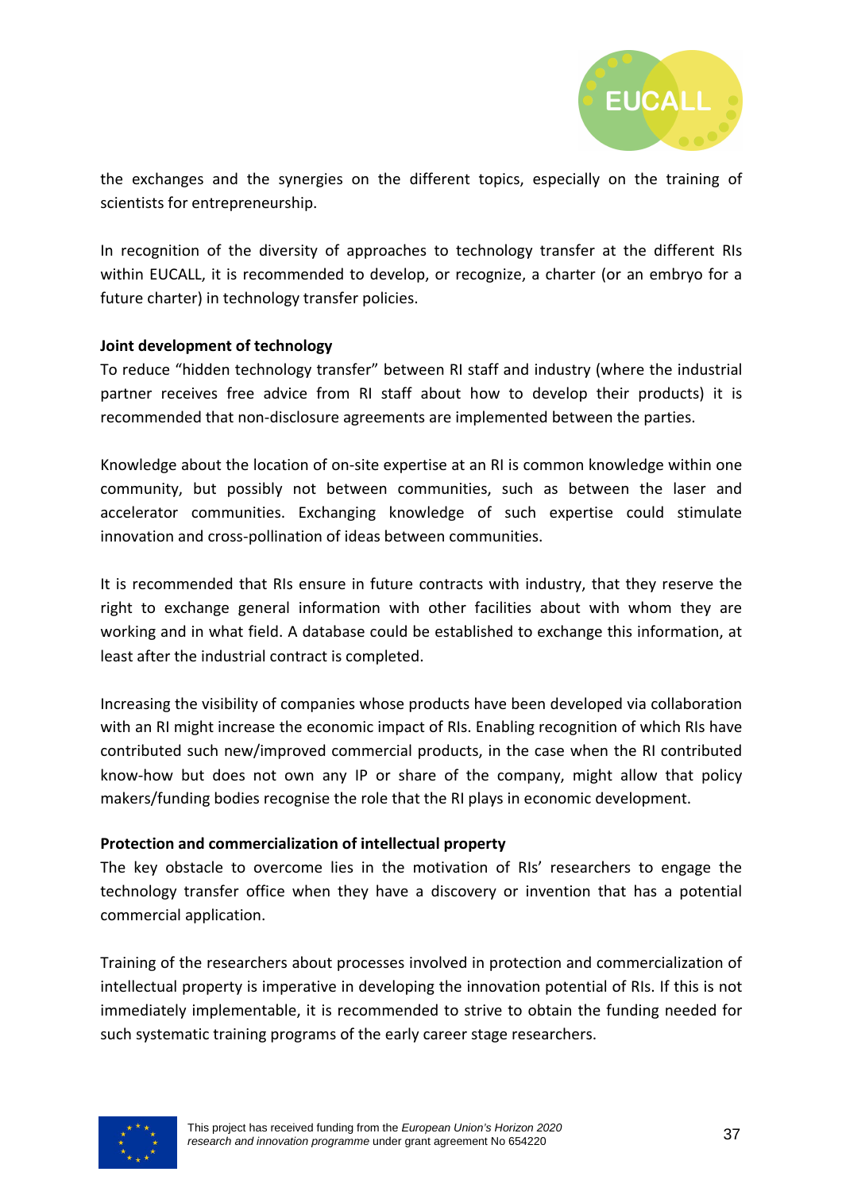the exchanges and the synergies on the different topics, especially on the training of scientists for entrepreneurship.

In recognition of the diversity of approaches to technology transfer at the different RIs within EUCALL, it is recommended to develop, or recognize, a charter (or an embryo for a future charter) in technology transfer policies.

**Joint development of technology**

To reduce "hidden technology transfer" between RI staff and industry (where the industrial partner receives free advice from RI staff about how to develop their products) it is recommended that non-disclosure agreements are implemented between the parties.

Knowledge about the location of on-site expertise at an RI is common knowledge within one community, but possibly not between communities, such as between the laser and accelerator communities. Exchanging knowledge of such expertise could stimulate innovation and cross-pollination of ideas between communities.

It is recommended that RIs ensure in future contracts with industry, that they reserve the right to exchange general information with other facilities about with whom they are working and in what field. A database could be established to exchange this information, at least after the industrial contract is completed.

Increasing the visibility of companies whose products have been developed via collaboration with an RI might increase the economic impact of RIs. Enabling recognition of which RIs have contributed such new/improved commercial products, in the case when the RI contributed know-how but does not own any IP or share of the company, might allow that policy makers/funding bodies recognise the role that the RI plays in economic development.

**Protection and commercialization of intellectual property**

The key obstacle to overcome lies in the motivation of RIs' researchers to engage the technology transfer office when they have a discovery or invention that has a potential commercial application.

Training of the researchers about processes involved in protection and commercialization of intellectual property is imperative in developing the innovation potential of RIs. If this is not immediately implementable, it is recommended to strive to obtain the funding needed for such systematic training programs of the early career stage researchers.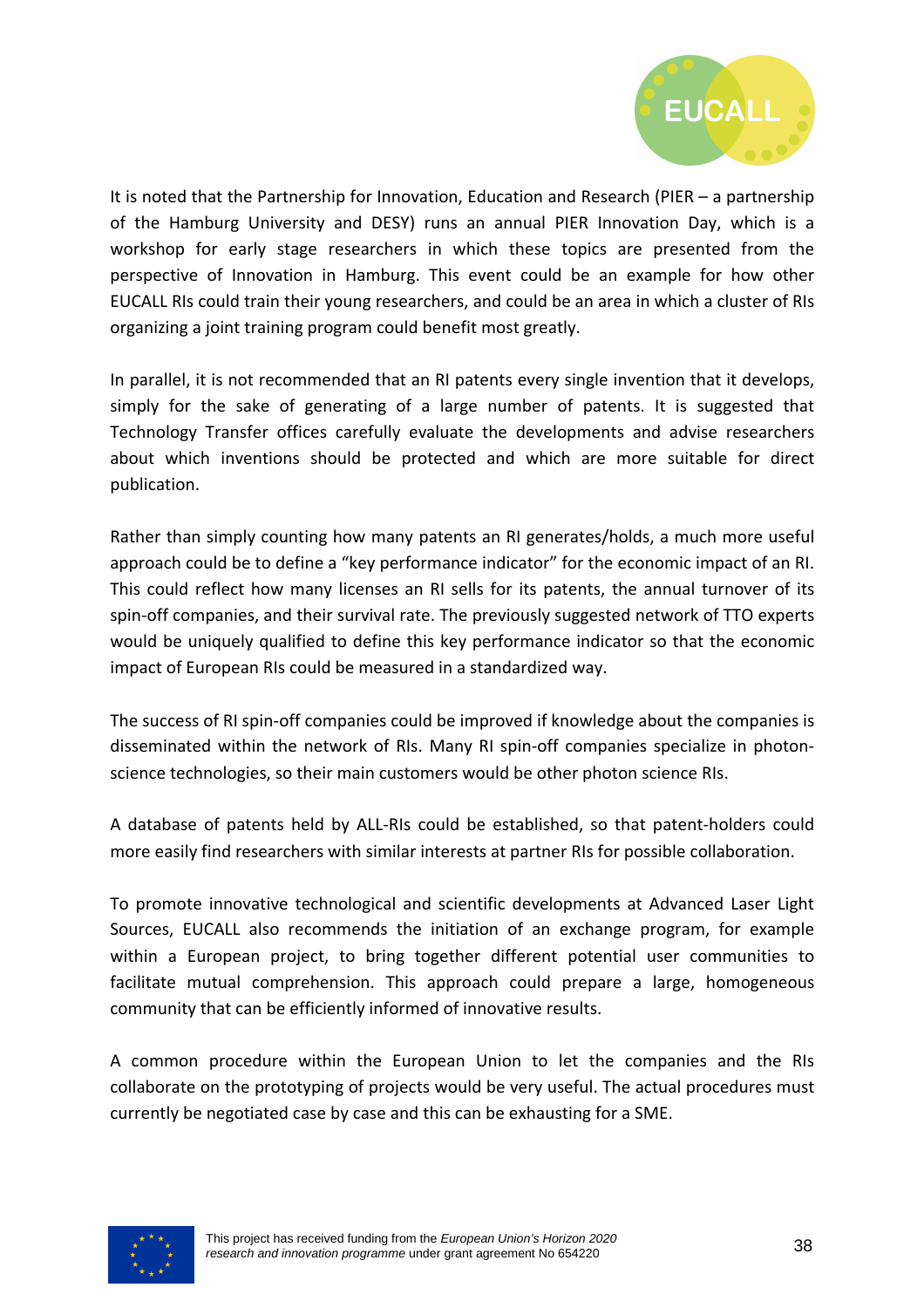It is noted that the Partnership for Innovation, Education and Research (PIER – a partnership of the Hamburg University and DESY) runs an annual PIER Innovation Day, which is a workshop for early stage researchers in which these topics are presented from the perspective of Innovation in Hamburg. This event could be an example for how other EUCALL RIs could train their young researchers, and could be an area in which a cluster of RIs organizing a joint training program could benefit most greatly.

In parallel, it is not recommended that an RI patents every single invention that it develops, simply for the sake of generating of a large number of patents. It is suggested that Technology Transfer offices carefully evaluate the developments and advise researchers about which inventions should be protected and which are more suitable for direct publication.

Rather than simply counting how many patents an RI generates/holds, a much more useful approach could be to define a "key performance indicator" for the economic impact of an RI. This could reflect how many licenses an RI sells for its patents, the annual turnover of its spin-off companies, and their survival rate. The previously suggested network of TTO experts would be uniquely qualified to define this key performance indicator so that the economic impact of European RIs could be measured in a standardized way.

The success of RI spin-off companies could be improved if knowledge about the companies is disseminated within the network of RIs. Many RI spin-off companies specialize in photon-science technologies, so their main customers would be other photon science RIs.

A database of patents held by ALL-RIs could be established, so that patent-holders could more easily find researchers with similar interests at partner RIs for possible collaboration.

To promote innovative technological and scientific developments at Advanced Laser Light Sources, EUCALL also recommends the initiation of an exchange program, for example within a European project, to bring together different potential user communities to facilitate mutual comprehension. This approach could prepare a large, homogeneous community that can be efficiently informed of innovative results.

A common procedure within the European Union to let the companies and the RIs collaborate on the prototyping of projects would be very useful. The actual procedures must currently be negotiated case by case and this can be exhausting for a SME.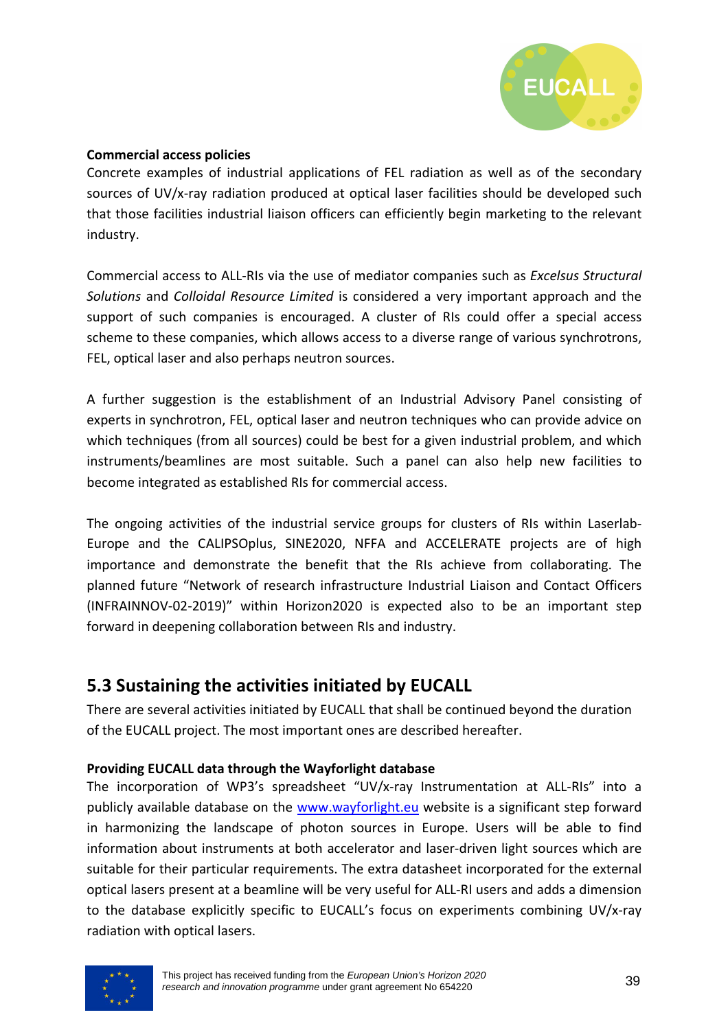**Commercial access policies**

Concrete examples of industrial applications of FEL radiation as well as of the secondary sources of UV/x-ray radiation produced at optical laser facilities should be developed such that those facilities industrial liaison officers can efficiently begin marketing to the relevant industry.

Commercial access to ALL-RIs via the use of mediator companies such as *Excelsus Structural Solutions* and *Colloidal Resource Limited* is considered a very important approach and the support of such companies is encouraged. A cluster of RIs could offer a special access scheme to these companies, which allows access to a diverse range of various synchrotrons, FEL, optical laser and also perhaps neutron sources.

A further suggestion is the establishment of an Industrial Advisory Panel consisting of experts in synchrotron, FEL, optical laser and neutron techniques who can provide advice on which techniques (from all sources) could be best for a given industrial problem, and which instruments/beamlines are most suitable. Such a panel can also help new facilities to become integrated as established RIs for commercial access.

The ongoing activities of the industrial service groups for clusters of RIs within Laserlab-Europe and the CALIPSOplus, SINE2020, NFFA and ACCELERATE projects are of high importance and demonstrate the benefit that the RIs achieve from collaborating. The planned future "Network of research infrastructure Industrial Liaison and Contact Officers (INFRAINNOV-02-2019)" within Horizon2020 is expected also to be an important step forward in deepening collaboration between RIs and industry.

## 5.3 Sustaining the activities initiated by EUCALL

There are several activities initiated by EUCALL that shall be continued beyond the duration of the EUCALL project. The most important ones are described hereafter.

**Providing EUCALL data through the Wayforlight database**

The incorporation of WP3's spreadsheet "UV/x-ray Instrumentation at ALL-RIs" into a publicly available database on the www.wayforlight.eu website is a significant step forward in harmonizing the landscape of photon sources in Europe. Users will be able to find information about instruments at both accelerator and laser-driven light sources which are suitable for their particular requirements. The extra datasheet incorporated for the external optical lasers present at a beamline will be very useful for ALL-RI users and adds a dimension to the database explicitly specific to EUCALL's focus on experiments combining UV/x-ray radiation with optical lasers.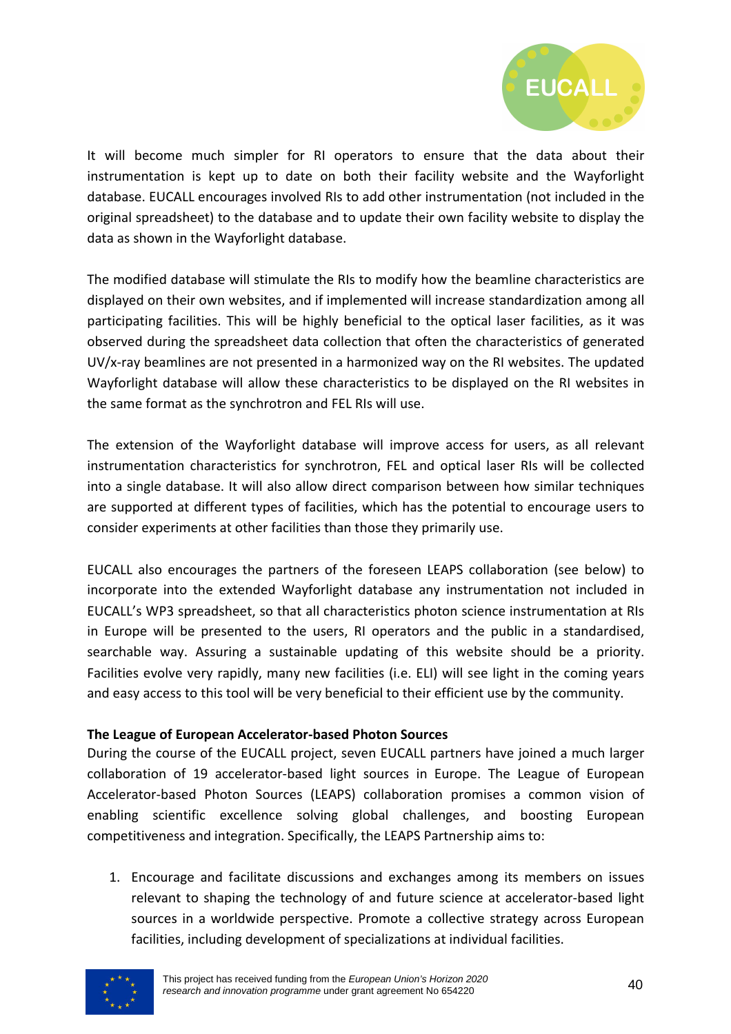It will become much simpler for RI operators to ensure that the data about their instrumentation is kept up to date on both their facility website and the Wayforlight database. EUCALL encourages involved RIs to add other instrumentation (not included in the original spreadsheet) to the database and to update their own facility website to display the data as shown in the Wayforlight database.

The modified database will stimulate the RIs to modify how the beamline characteristics are displayed on their own websites, and if implemented will increase standardization among all participating facilities. This will be highly beneficial to the optical laser facilities, as it was observed during the spreadsheet data collection that often the characteristics of generated UV/x-ray beamlines are not presented in a harmonized way on the RI websites. The updated Wayforlight database will allow these characteristics to be displayed on the RI websites in the same format as the synchrotron and FEL RIs will use.

The extension of the Wayforlight database will improve access for users, as all relevant instrumentation characteristics for synchrotron, FEL and optical laser RIs will be collected into a single database. It will also allow direct comparison between how similar techniques are supported at different types of facilities, which has the potential to encourage users to consider experiments at other facilities than those they primarily use.

EUCALL also encourages the partners of the foreseen LEAPS collaboration (see below) to incorporate into the extended Wayforlight database any instrumentation not included in EUCALL's WP3 spreadsheet, so that all characteristics photon science instrumentation at RIs in Europe will be presented to the users, RI operators and the public in a standardised, searchable way. Assuring a sustainable updating of this website should be a priority. Facilities evolve very rapidly, many new facilities (i.e. ELI) will see light in the coming years and easy access to this tool will be very beneficial to their efficient use by the community.

**The League of European Accelerator-based Photon Sources**

During the course of the EUCALL project, seven EUCALL partners have joined a much larger collaboration of 19 accelerator-based light sources in Europe. The League of European Accelerator-based Photon Sources (LEAPS) collaboration promises a common vision of enabling scientific excellence solving global challenges, and boosting European competitiveness and integration. Specifically, the LEAPS Partnership aims to:

1. Encourage and facilitate discussions and exchanges among its members on issues relevant to shaping the technology of and future science at accelerator-based light sources in a worldwide perspective. Promote a collective strategy across European facilities, including development of specializations at individual facilities.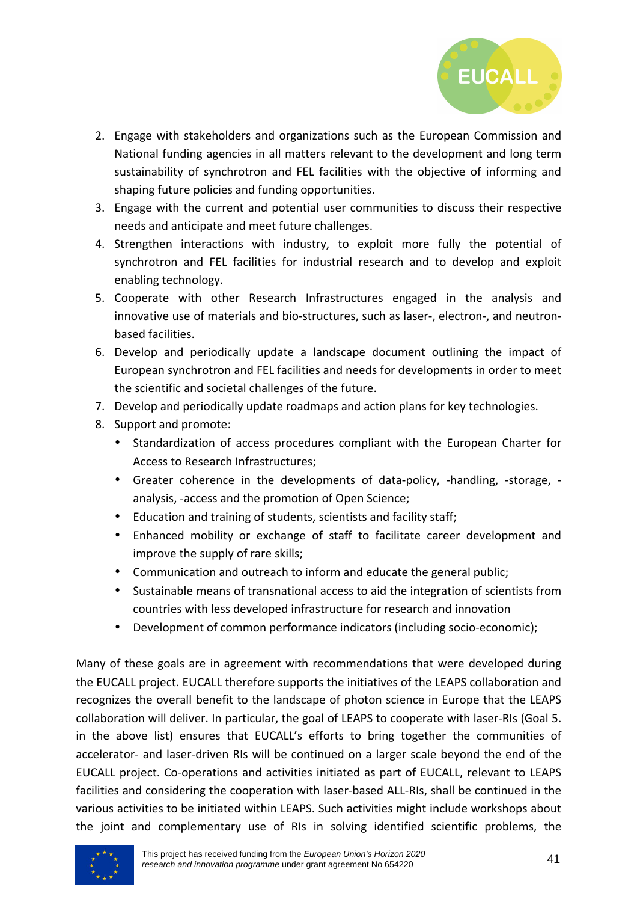2. Engage with stakeholders and organizations such as the European Commission and National funding agencies in all matters relevant to the development and long term sustainability of synchrotron and FEL facilities with the objective of informing and shaping future policies and funding opportunities.
3. Engage with the current and potential user communities to discuss their respective needs and anticipate and meet future challenges.
4. Strengthen interactions with industry, to exploit more fully the potential of synchrotron and FEL facilities for industrial research and to develop and exploit enabling technology.
5. Cooperate with other Research Infrastructures engaged in the analysis and innovative use of materials and bio-structures, such as laser-, electron-, and neutron-based facilities.
6. Develop and periodically update a landscape document outlining the impact of European synchrotron and FEL facilities and needs for developments in order to meet the scientific and societal challenges of the future.
7. Develop and periodically update roadmaps and action plans for key technologies.
8. Support and promote:
   - Standardization of access procedures compliant with the European Charter for Access to Research Infrastructures;
   - Greater coherence in the developments of data-policy, -handling, -storage, -analysis, -access and the promotion of Open Science;
   - Education and training of students, scientists and facility staff;
   - Enhanced mobility or exchange of staff to facilitate career development and improve the supply of rare skills;
   - Communication and outreach to inform and educate the general public;
   - Sustainable means of transnational access to aid the integration of scientists from countries with less developed infrastructure for research and innovation
   - Development of common performance indicators (including socio-economic);

Many of these goals are in agreement with recommendations that were developed during the EUCALL project. EUCALL therefore supports the initiatives of the LEAPS collaboration and recognizes the overall benefit to the landscape of photon science in Europe that the LEAPS collaboration will deliver. In particular, the goal of LEAPS to cooperate with laser-RIs (Goal 5. in the above list) ensures that EUCALL's efforts to bring together the communities of accelerator- and laser-driven RIs will be continued on a larger scale beyond the end of the EUCALL project. Co-operations and activities initiated as part of EUCALL, relevant to LEAPS facilities and considering the cooperation with laser-based ALL-RIs, shall be continued in the various activities to be initiated within LEAPS. Such activities might include workshops about the joint and complementary use of RIs in solving identified scientific problems, the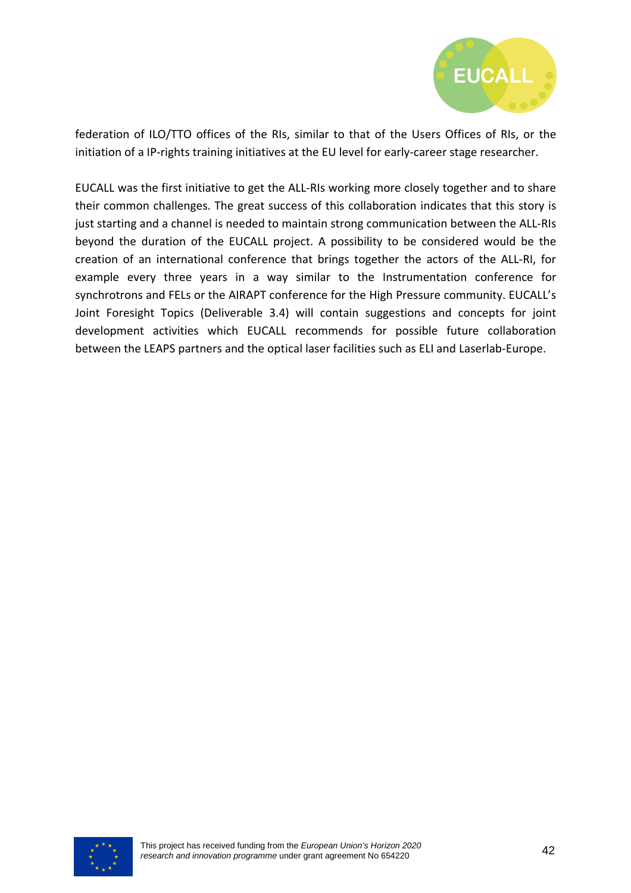federation of ILO/TTO offices of the RIs, similar to that of the Users Offices of RIs, or the initiation of a IP-rights training initiatives at the EU level for early-career stage researcher.

EUCALL was the first initiative to get the ALL-RIs working more closely together and to share their common challenges. The great success of this collaboration indicates that this story is just starting and a channel is needed to maintain strong communication between the ALL-RIs beyond the duration of the EUCALL project. A possibility to be considered would be the creation of an international conference that brings together the actors of the ALL-RI, for example every three years in a way similar to the Instrumentation conference for synchrotrons and FELs or the AIRAPT conference for the High Pressure community. EUCALL's Joint Foresight Topics (Deliverable 3.4) will contain suggestions and concepts for joint development activities which EUCALL recommends for possible future collaboration between the LEAPS partners and the optical laser facilities such as ELI and Laserlab-Europe.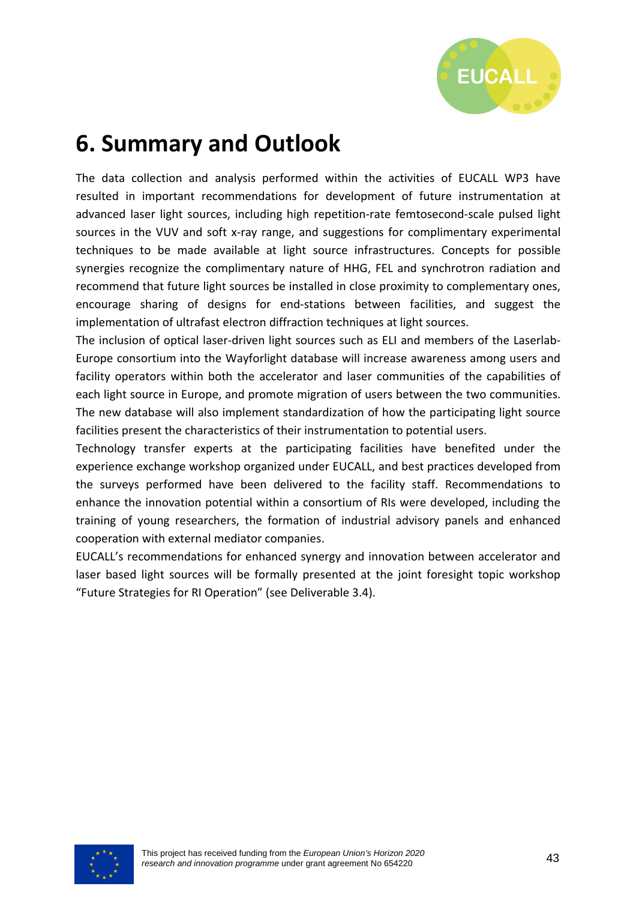# 6. Summary and Outlook

The data collection and analysis performed within the activities of EUCALL WP3 have resulted in important recommendations for development of future instrumentation at advanced laser light sources, including high repetition-rate femtosecond-scale pulsed light sources in the VUV and soft x-ray range, and suggestions for complimentary experimental techniques to be made available at light source infrastructures. Concepts for possible synergies recognize the complimentary nature of HHG, FEL and synchrotron radiation and recommend that future light sources be installed in close proximity to complementary ones, encourage sharing of designs for end-stations between facilities, and suggest the implementation of ultrafast electron diffraction techniques at light sources.

The inclusion of optical laser-driven light sources such as ELI and members of the Laserlab-Europe consortium into the Wayforlight database will increase awareness among users and facility operators within both the accelerator and laser communities of the capabilities of each light source in Europe, and promote migration of users between the two communities. The new database will also implement standardization of how the participating light source facilities present the characteristics of their instrumentation to potential users.

Technology transfer experts at the participating facilities have benefited under the experience exchange workshop organized under EUCALL, and best practices developed from the surveys performed have been delivered to the facility staff. Recommendations to enhance the innovation potential within a consortium of RIs were developed, including the training of young researchers, the formation of industrial advisory panels and enhanced cooperation with external mediator companies.

EUCALL's recommendations for enhanced synergy and innovation between accelerator and laser based light sources will be formally presented at the joint foresight topic workshop "Future Strategies for RI Operation" (see Deliverable 3.4).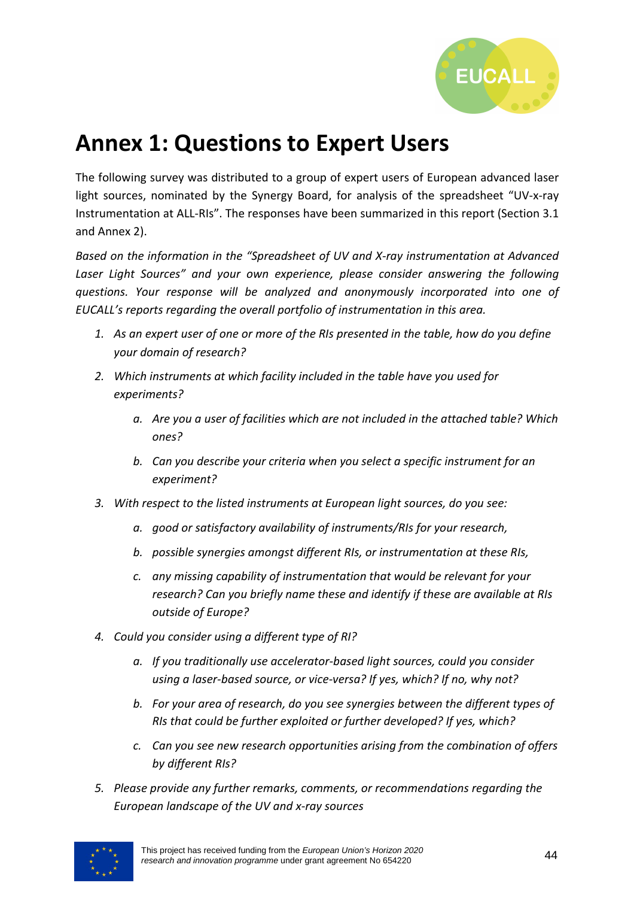# Annex 1: Questions to Expert Users

The following survey was distributed to a group of expert users of European advanced laser light sources, nominated by the Synergy Board, for analysis of the spreadsheet "UV-x-ray Instrumentation at ALL-RIs". The responses have been summarized in this report (Section 3.1 and Annex 2).

*Based on the information in the "Spreadsheet of UV and X-ray instrumentation at Advanced Laser Light Sources" and your own experience, please consider answering the following questions. Your response will be analyzed and anonymously incorporated into one of EUCALL's reports regarding the overall portfolio of instrumentation in this area.*

1. *As an expert user of one or more of the RIs presented in the table, how do you define your domain of research?*
2. *Which instruments at which facility included in the table have you used for experiments?*
   a. *Are you a user of facilities which are not included in the attached table? Which ones?*
   b. *Can you describe your criteria when you select a specific instrument for an experiment?*
3. *With respect to the listed instruments at European light sources, do you see:*
   a. *good or satisfactory availability of instruments/RIs for your research,*
   b. *possible synergies amongst different RIs, or instrumentation at these RIs,*
   c. *any missing capability of instrumentation that would be relevant for your research? Can you briefly name these and identify if these are available at RIs outside of Europe?*
4. *Could you consider using a different type of RI?*
   a. *If you traditionally use accelerator-based light sources, could you consider using a laser-based source, or vice-versa? If yes, which? If no, why not?*
   b. *For your area of research, do you see synergies between the different types of RIs that could be further exploited or further developed? If yes, which?*
   c. *Can you see new research opportunities arising from the combination of offers by different RIs?*
5. *Please provide any further remarks, comments, or recommendations regarding the European landscape of the UV and x-ray sources*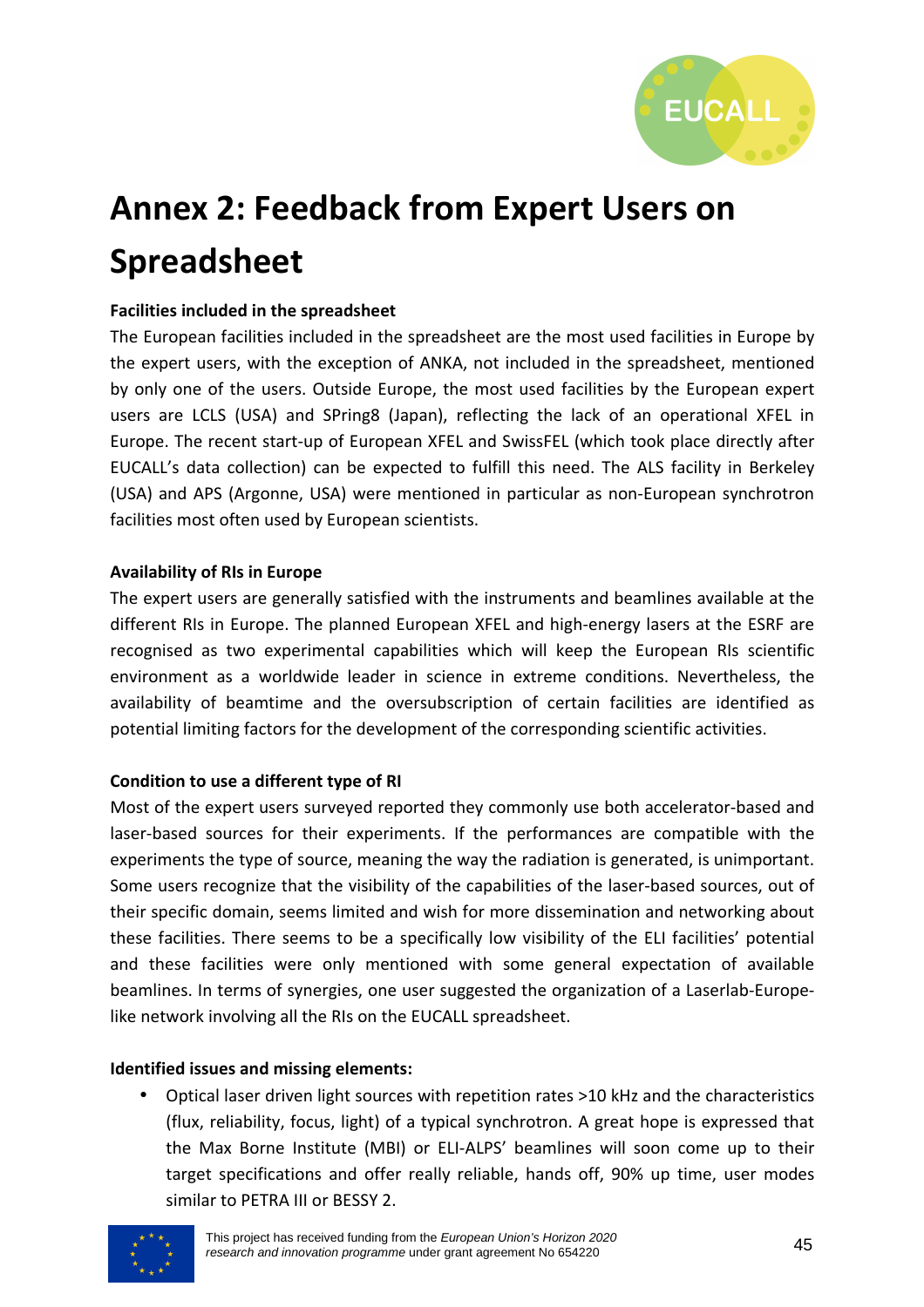# Annex 2: Feedback from Expert Users on Spreadsheet

**Facilities included in the spreadsheet**

The European facilities included in the spreadsheet are the most used facilities in Europe by the expert users, with the exception of ANKA, not included in the spreadsheet, mentioned by only one of the users. Outside Europe, the most used facilities by the European expert users are LCLS (USA) and SPring8 (Japan), reflecting the lack of an operational XFEL in Europe. The recent start-up of European XFEL and SwissFEL (which took place directly after EUCALL's data collection) can be expected to fulfill this need. The ALS facility in Berkeley (USA) and APS (Argonne, USA) were mentioned in particular as non-European synchrotron facilities most often used by European scientists.

**Availability of RIs in Europe**

The expert users are generally satisfied with the instruments and beamlines available at the different RIs in Europe. The planned European XFEL and high-energy lasers at the ESRF are recognised as two experimental capabilities which will keep the European RIs scientific environment as a worldwide leader in science in extreme conditions. Nevertheless, the availability of beamtime and the oversubscription of certain facilities are identified as potential limiting factors for the development of the corresponding scientific activities.

**Condition to use a different type of RI**

Most of the expert users surveyed reported they commonly use both accelerator-based and laser-based sources for their experiments. If the performances are compatible with the experiments the type of source, meaning the way the radiation is generated, is unimportant. Some users recognize that the visibility of the capabilities of the laser-based sources, out of their specific domain, seems limited and wish for more dissemination and networking about these facilities. There seems to be a specifically low visibility of the ELI facilities' potential and these facilities were only mentioned with some general expectation of available beamlines. In terms of synergies, one user suggested the organization of a Laserlab-Europe-like network involving all the RIs on the EUCALL spreadsheet.

**Identified issues and missing elements:**

- Optical laser driven light sources with repetition rates >10 kHz and the characteristics (flux, reliability, focus, light) of a typical synchrotron. A great hope is expressed that the Max Borne Institute (MBI) or ELI-ALPS' beamlines will soon come up to their target specifications and offer really reliable, hands off, 90% up time, user modes similar to PETRA III or BESSY 2.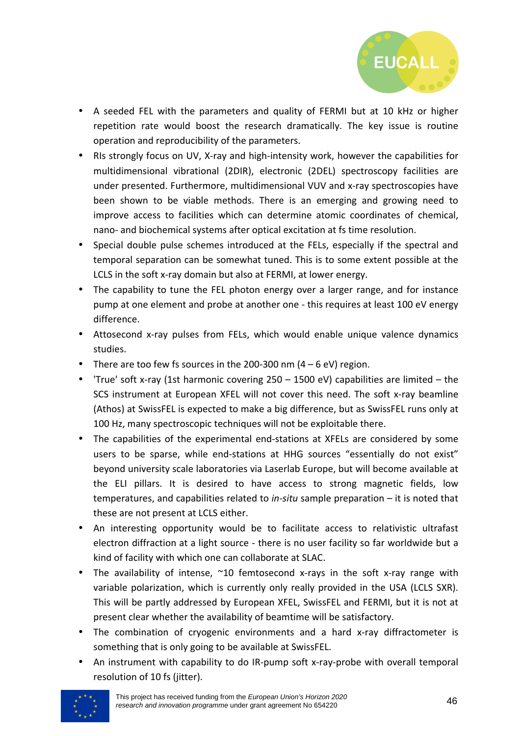- A seeded FEL with the parameters and quality of FERMI but at 10 kHz or higher repetition rate would boost the research dramatically. The key issue is routine operation and reproducibility of the parameters.
- RIs strongly focus on UV, X-ray and high-intensity work, however the capabilities for multidimensional vibrational (2DIR), electronic (2DEL) spectroscopy facilities are under presented. Furthermore, multidimensional VUV and x-ray spectroscopies have been shown to be viable methods. There is an emerging and growing need to improve access to facilities which can determine atomic coordinates of chemical, nano- and biochemical systems after optical excitation at fs time resolution.
- Special double pulse schemes introduced at the FELs, especially if the spectral and temporal separation can be somewhat tuned. This is to some extent possible at the LCLS in the soft x-ray domain but also at FERMI, at lower energy.
- The capability to tune the FEL photon energy over a larger range, and for instance pump at one element and probe at another one - this requires at least 100 eV energy difference.
- Attosecond x-ray pulses from FELs, which would enable unique valence dynamics studies.
- There are too few fs sources in the 200-300 nm (4 – 6 eV) region.
- 'True' soft x-ray (1st harmonic covering 250 – 1500 eV) capabilities are limited – the SCS instrument at European XFEL will not cover this need. The soft x-ray beamline (Athos) at SwissFEL is expected to make a big difference, but as SwissFEL runs only at 100 Hz, many spectroscopic techniques will not be exploitable there.
- The capabilities of the experimental end-stations at XFELs are considered by some users to be sparse, while end-stations at HHG sources "essentially do not exist" beyond university scale laboratories via Laserlab Europe, but will become available at the ELI pillars. It is desired to have access to strong magnetic fields, low temperatures, and capabilities related to *in-situ* sample preparation – it is noted that these are not present at LCLS either.
- An interesting opportunity would be to facilitate access to relativistic ultrafast electron diffraction at a light source - there is no user facility so far worldwide but a kind of facility with which one can collaborate at SLAC.
- The availability of intense, ~10 femtosecond x-rays in the soft x-ray range with variable polarization, which is currently only really provided in the USA (LCLS SXR). This will be partly addressed by European XFEL, SwissFEL and FERMI, but it is not at present clear whether the availability of beamtime will be satisfactory.
- The combination of cryogenic environments and a hard x-ray diffractometer is something that is only going to be available at SwissFEL.
- An instrument with capability to do IR-pump soft x-ray-probe with overall temporal resolution of 10 fs (jitter).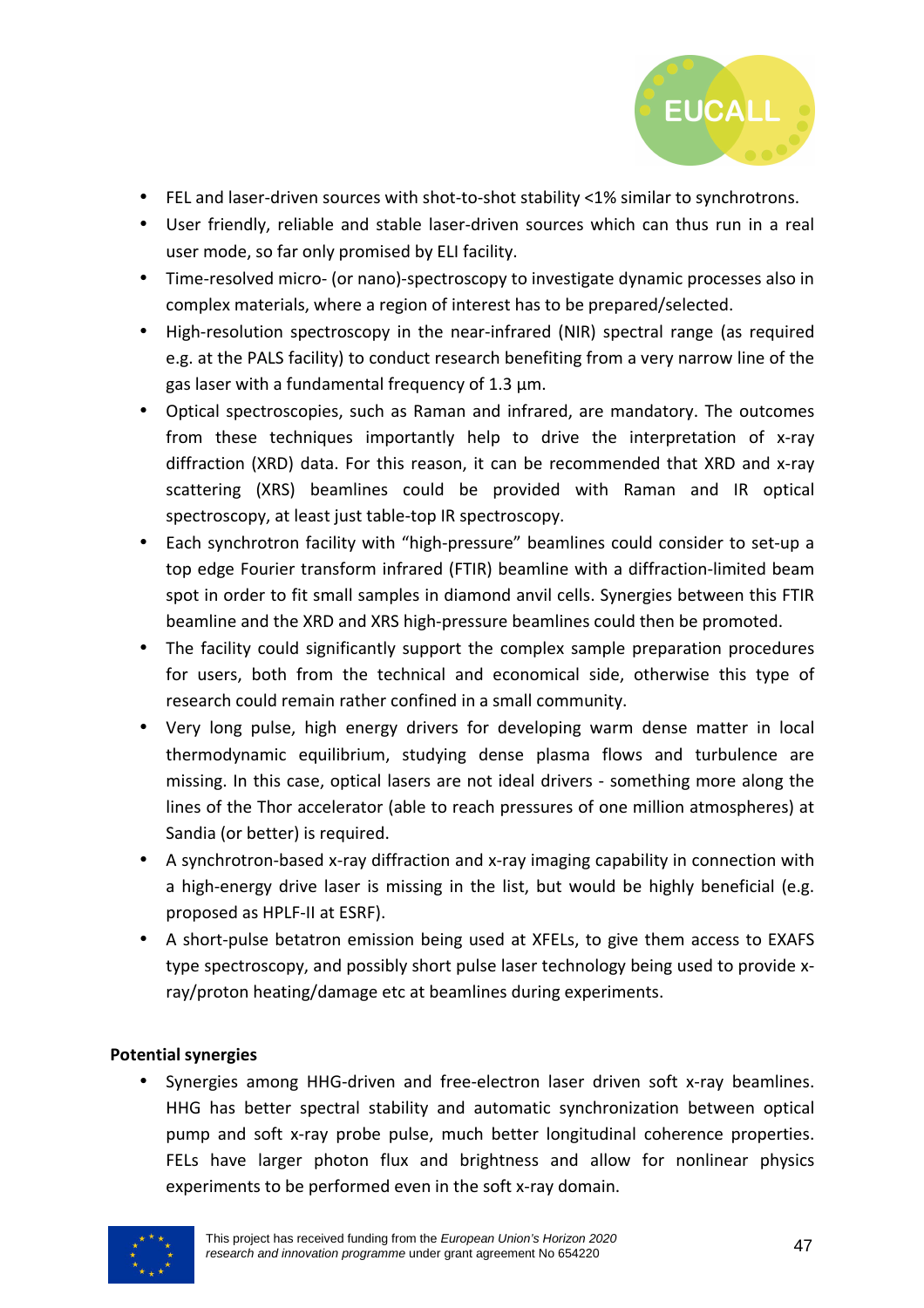- FEL and laser-driven sources with shot-to-shot stability <1% similar to synchrotrons.
- User friendly, reliable and stable laser-driven sources which can thus run in a real user mode, so far only promised by ELI facility.
- Time-resolved micro- (or nano)-spectroscopy to investigate dynamic processes also in complex materials, where a region of interest has to be prepared/selected.
- High-resolution spectroscopy in the near-infrared (NIR) spectral range (as required e.g. at the PALS facility) to conduct research benefiting from a very narrow line of the gas laser with a fundamental frequency of 1.3 µm.
- Optical spectroscopies, such as Raman and infrared, are mandatory. The outcomes from these techniques importantly help to drive the interpretation of x-ray diffraction (XRD) data. For this reason, it can be recommended that XRD and x-ray scattering (XRS) beamlines could be provided with Raman and IR optical spectroscopy, at least just table-top IR spectroscopy.
- Each synchrotron facility with "high-pressure" beamlines could consider to set-up a top edge Fourier transform infrared (FTIR) beamline with a diffraction-limited beam spot in order to fit small samples in diamond anvil cells. Synergies between this FTIR beamline and the XRD and XRS high-pressure beamlines could then be promoted.
- The facility could significantly support the complex sample preparation procedures for users, both from the technical and economical side, otherwise this type of research could remain rather confined in a small community.
- Very long pulse, high energy drivers for developing warm dense matter in local thermodynamic equilibrium, studying dense plasma flows and turbulence are missing. In this case, optical lasers are not ideal drivers - something more along the lines of the Thor accelerator (able to reach pressures of one million atmospheres) at Sandia (or better) is required.
- A synchrotron-based x-ray diffraction and x-ray imaging capability in connection with a high-energy drive laser is missing in the list, but would be highly beneficial (e.g. proposed as HPLF-II at ESRF).
- A short-pulse betatron emission being used at XFELs, to give them access to EXAFS type spectroscopy, and possibly short pulse laser technology being used to provide x-ray/proton heating/damage etc at beamlines during experiments.

**Potential synergies**

- Synergies among HHG-driven and free-electron laser driven soft x-ray beamlines. HHG has better spectral stability and automatic synchronization between optical pump and soft x-ray probe pulse, much better longitudinal coherence properties. FELs have larger photon flux and brightness and allow for nonlinear physics experiments to be performed even in the soft x-ray domain.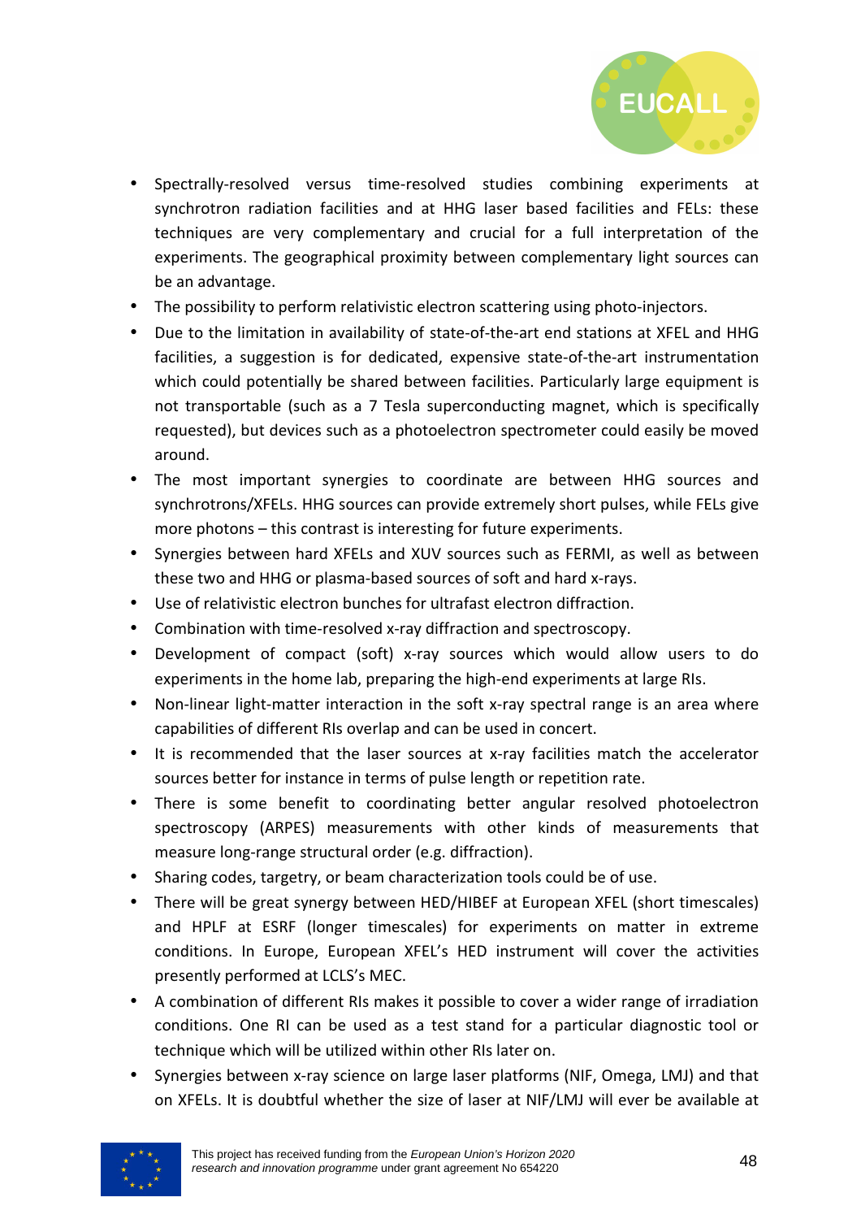- Spectrally-resolved versus time-resolved studies combining experiments at synchrotron radiation facilities and at HHG laser based facilities and FELs: these techniques are very complementary and crucial for a full interpretation of the experiments. The geographical proximity between complementary light sources can be an advantage.
- The possibility to perform relativistic electron scattering using photo-injectors.
- Due to the limitation in availability of state-of-the-art end stations at XFEL and HHG facilities, a suggestion is for dedicated, expensive state-of-the-art instrumentation which could potentially be shared between facilities. Particularly large equipment is not transportable (such as a 7 Tesla superconducting magnet, which is specifically requested), but devices such as a photoelectron spectrometer could easily be moved around.
- The most important synergies to coordinate are between HHG sources and synchrotrons/XFELs. HHG sources can provide extremely short pulses, while FELs give more photons – this contrast is interesting for future experiments.
- Synergies between hard XFELs and XUV sources such as FERMI, as well as between these two and HHG or plasma-based sources of soft and hard x-rays.
- Use of relativistic electron bunches for ultrafast electron diffraction.
- Combination with time-resolved x-ray diffraction and spectroscopy.
- Development of compact (soft) x-ray sources which would allow users to do experiments in the home lab, preparing the high-end experiments at large RIs.
- Non-linear light-matter interaction in the soft x-ray spectral range is an area where capabilities of different RIs overlap and can be used in concert.
- It is recommended that the laser sources at x-ray facilities match the accelerator sources better for instance in terms of pulse length or repetition rate.
- There is some benefit to coordinating better angular resolved photoelectron spectroscopy (ARPES) measurements with other kinds of measurements that measure long-range structural order (e.g. diffraction).
- Sharing codes, targetry, or beam characterization tools could be of use.
- There will be great synergy between HED/HIBEF at European XFEL (short timescales) and HPLF at ESRF (longer timescales) for experiments on matter in extreme conditions. In Europe, European XFEL's HED instrument will cover the activities presently performed at LCLS's MEC.
- A combination of different RIs makes it possible to cover a wider range of irradiation conditions. One RI can be used as a test stand for a particular diagnostic tool or technique which will be utilized within other RIs later on.
- Synergies between x-ray science on large laser platforms (NIF, Omega, LMJ) and that on XFELs. It is doubtful whether the size of laser at NIF/LMJ will ever be available at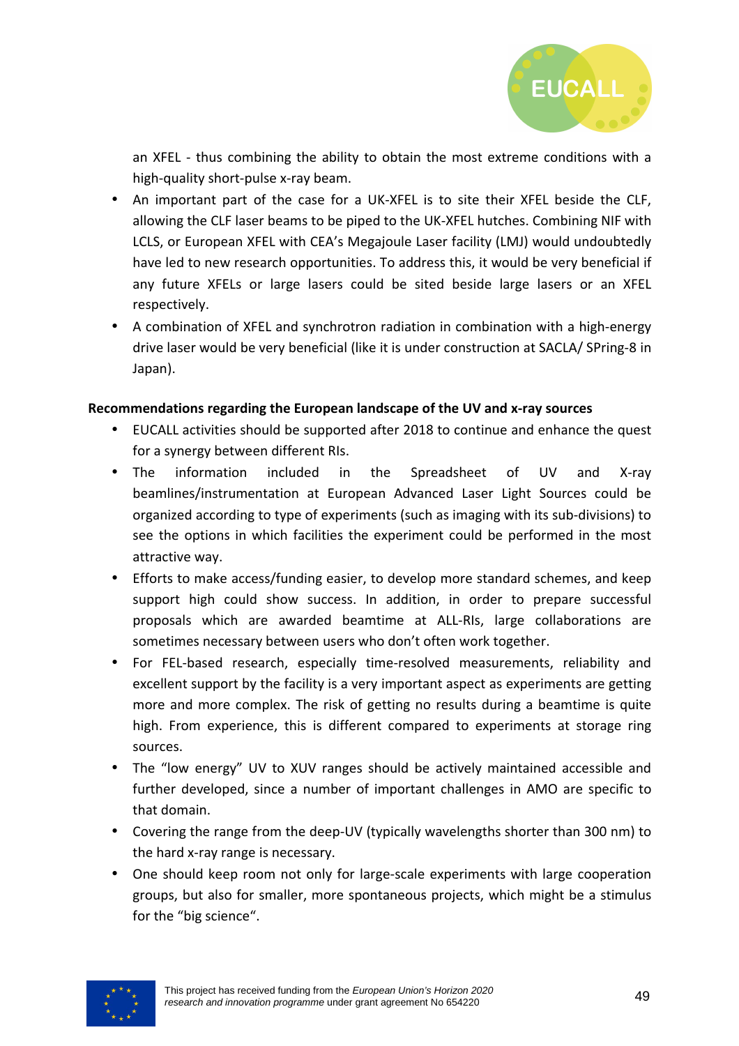an XFEL - thus combining the ability to obtain the most extreme conditions with a high-quality short-pulse x-ray beam.

- An important part of the case for a UK-XFEL is to site their XFEL beside the CLF, allowing the CLF laser beams to be piped to the UK-XFEL hutches. Combining NIF with LCLS, or European XFEL with CEA's Megajoule Laser facility (LMJ) would undoubtedly have led to new research opportunities. To address this, it would be very beneficial if any future XFELs or large lasers could be sited beside large lasers or an XFEL respectively.
- A combination of XFEL and synchrotron radiation in combination with a high-energy drive laser would be very beneficial (like it is under construction at SACLA/ SPring-8 in Japan).

**Recommendations regarding the European landscape of the UV and x-ray sources**

- EUCALL activities should be supported after 2018 to continue and enhance the quest for a synergy between different RIs.
- The information included in the Spreadsheet of UV and X-ray beamlines/instrumentation at European Advanced Laser Light Sources could be organized according to type of experiments (such as imaging with its sub-divisions) to see the options in which facilities the experiment could be performed in the most attractive way.
- Efforts to make access/funding easier, to develop more standard schemes, and keep support high could show success. In addition, in order to prepare successful proposals which are awarded beamtime at ALL-RIs, large collaborations are sometimes necessary between users who don't often work together.
- For FEL-based research, especially time-resolved measurements, reliability and excellent support by the facility is a very important aspect as experiments are getting more and more complex. The risk of getting no results during a beamtime is quite high. From experience, this is different compared to experiments at storage ring sources.
- The "low energy" UV to XUV ranges should be actively maintained accessible and further developed, since a number of important challenges in AMO are specific to that domain.
- Covering the range from the deep-UV (typically wavelengths shorter than 300 nm) to the hard x-ray range is necessary.
- One should keep room not only for large-scale experiments with large cooperation groups, but also for smaller, more spontaneous projects, which might be a stimulus for the "big science".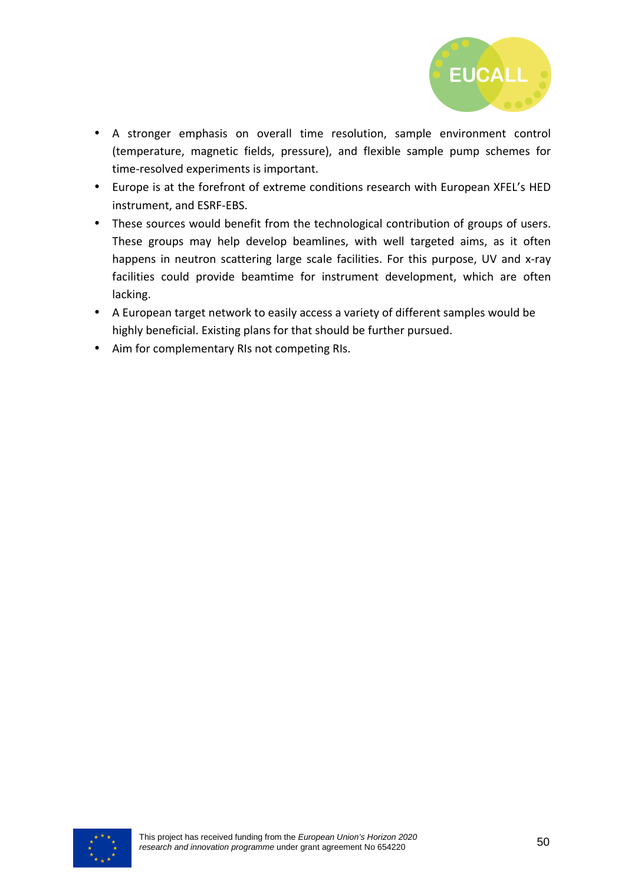- A stronger emphasis on overall time resolution, sample environment control (temperature, magnetic fields, pressure), and flexible sample pump schemes for time-resolved experiments is important.
- Europe is at the forefront of extreme conditions research with European XFEL's HED instrument, and ESRF-EBS.
- These sources would benefit from the technological contribution of groups of users. These groups may help develop beamlines, with well targeted aims, as it often happens in neutron scattering large scale facilities. For this purpose, UV and x-ray facilities could provide beamtime for instrument development, which are often lacking.
- A European target network to easily access a variety of different samples would be highly beneficial. Existing plans for that should be further pursued.
- Aim for complementary RIs not competing RIs.